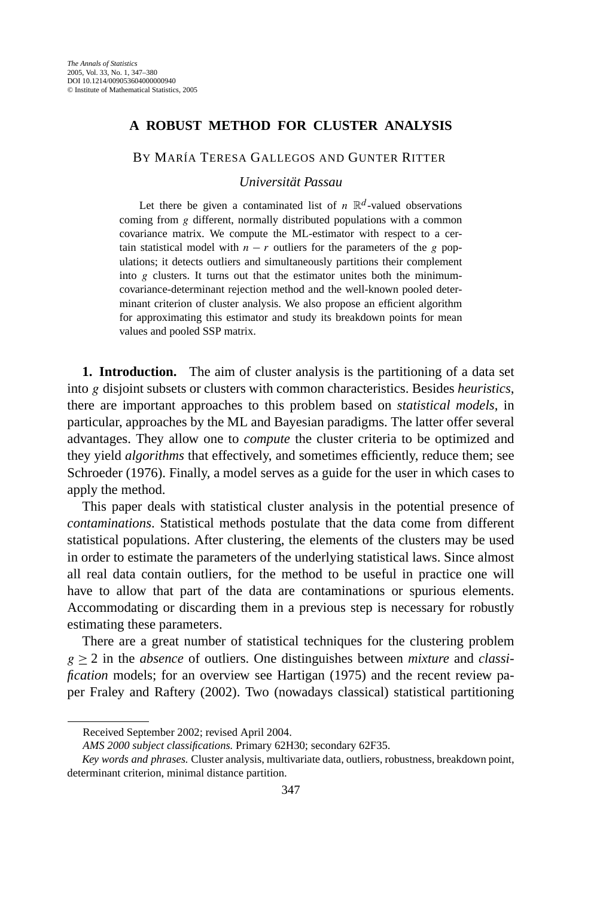# A ROBUST METHOD FOR CLUSTER ANALYSIS

BY MARÍA TERESA GALLEGOS AND GUNTER RITTER

*Universität Passau*

Let there be given a contaminated list of $n$ $\mathbb{R}^d$-valued observations coming from $g$ different, normally distributed populations with a common covariance matrix. We compute the ML-estimator with respect to a certain statistical model with $n - r$ outliers for the parameters of the $g$ populations; it detects outliers and simultaneously partitions their complement into $g$ clusters. It turns out that the estimator unites both the minimum-covariance-determinant rejection method and the well-known pooled determinant criterion of cluster analysis. We also propose an efficient algorithm for approximating this estimator and study its breakdown points for mean values and pooled SSP matrix.

**1. Introduction.** The aim of cluster analysis is the partitioning of a data set into $g$ disjoint subsets or clusters with common characteristics. Besides *heuristics*, there are important approaches to this problem based on *statistical models*, in particular, approaches by the ML and Bayesian paradigms. The latter offer several advantages. They allow one to *compute* the cluster criteria to be optimized and they yield *algorithms* that effectively, and sometimes efficiently, reduce them; see Schroeder (1976). Finally, a model serves as a guide for the user in which cases to apply the method.

This paper deals with statistical cluster analysis in the potential presence of *contaminations*. Statistical methods postulate that the data come from different statistical populations. After clustering, the elements of the clusters may be used in order to estimate the parameters of the underlying statistical laws. Since almost all real data contain outliers, for the method to be useful in practice one will have to allow that part of the data are contaminations or spurious elements. Accommodating or discarding them in a previous step is necessary for robustly estimating these parameters.

There are a great number of statistical techniques for the clustering problem $g \geq 2$ in the *absence* of outliers. One distinguishes between *mixture* and *classification* models; for an overview see Hartigan (1975) and the recent review paper Fraley and Raftery (2002). Two (nowadays classical) statistical partitioning

---

Received September 2002; revised April 2004.

*AMS 2000 subject classifications.* Primary 62H30; secondary 62F35.

*Key words and phrases.* Cluster analysis, multivariate data, outliers, robustness, breakdown point, determinant criterion, minimal distance partition.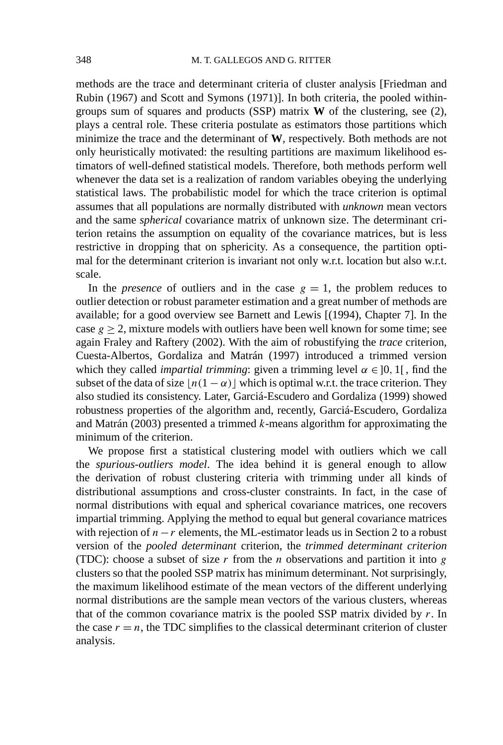methods are the trace and determinant criteria of cluster analysis [Friedman and Rubin (1967) and Scott and Symons (1971)]. In both criteria, the pooled within-groups sum of squares and products (SSP) matrix $\mathbf{W}$ of the clustering, see (2), plays a central role. These criteria postulate as estimators those partitions which minimize the trace and the determinant of $\mathbf{W}$, respectively. Both methods are not only heuristically motivated: the resulting partitions are maximum likelihood estimators of well-defined statistical models. Therefore, both methods perform well whenever the data set is a realization of random variables obeying the underlying statistical laws. The probabilistic model for which the trace criterion is optimal assumes that all populations are normally distributed with *unknown* mean vectors and the same *spherical* covariance matrix of unknown size. The determinant criterion retains the assumption on equality of the covariance matrices, but is less restrictive in dropping that on sphericity. As a consequence, the partition optimal for the determinant criterion is invariant not only w.r.t. location but also w.r.t. scale.

In the *presence* of outliers and in the case $g = 1$, the problem reduces to outlier detection or robust parameter estimation and a great number of methods are available; for a good overview see Barnett and Lewis [(1994), Chapter 7]. In the case $g \geq 2$, mixture models with outliers have been well known for some time; see again Fraley and Raftery (2002). With the aim of robustifying the *trace* criterion, Cuesta-Albertos, Gordaliza and Matrán (1997) introduced a trimmed version which they called *impartial trimming*: given a trimming level $\alpha \in ]0, 1[$, find the subset of the data of size $\lfloor n(1 - \alpha) \rfloor$ which is optimal w.r.t. the trace criterion. They also studied its consistency. Later, Garciá-Escudero and Gordaliza (1999) showed robustness properties of the algorithm and, recently, Garciá-Escudero, Gordaliza and Matrán (2003) presented a trimmed $k$-means algorithm for approximating the minimum of the criterion.

We propose first a statistical clustering model with outliers which we call the *spurious-outliers model*. The idea behind it is general enough to allow the derivation of robust clustering criteria with trimming under all kinds of distributional assumptions and cross-cluster constraints. In fact, in the case of normal distributions with equal and spherical covariance matrices, one recovers impartial trimming. Applying the method to equal but general covariance matrices with rejection of $n - r$ elements, the ML-estimator leads us in Section 2 to a robust version of the *pooled determinant* criterion, the *trimmed determinant criterion* (TDC): choose a subset of size $r$ from the $n$ observations and partition it into $g$ clusters so that the pooled SSP matrix has minimum determinant. Not surprisingly, the maximum likelihood estimate of the mean vectors of the different underlying normal distributions are the sample mean vectors of the various clusters, whereas that of the common covariance matrix is the pooled SSP matrix divided by $r$. In the case $r = n$, the TDC simplifies to the classical determinant criterion of cluster analysis.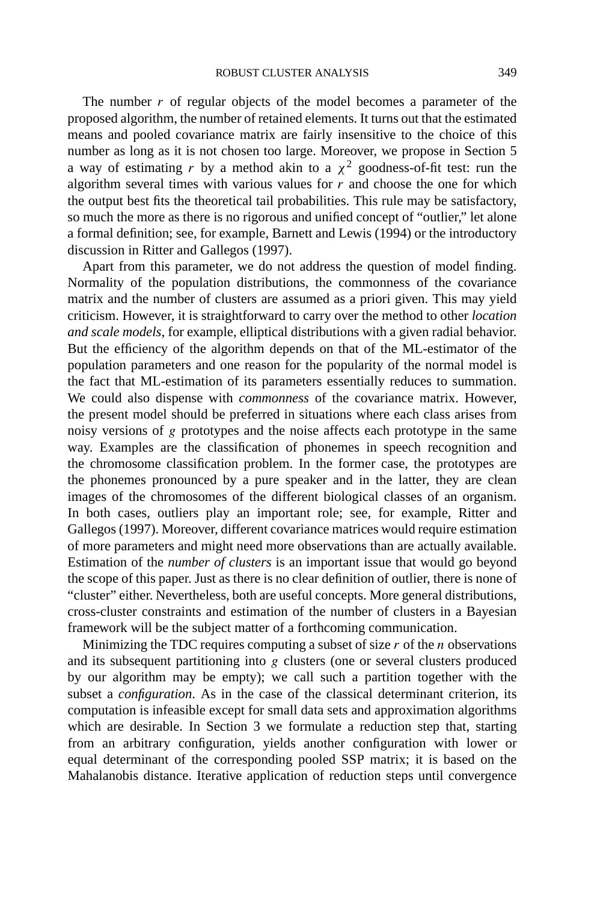The number $r$ of regular objects of the model becomes a parameter of the proposed algorithm, the number of retained elements. It turns out that the estimated means and pooled covariance matrix are fairly insensitive to the choice of this number as long as it is not chosen too large. Moreover, we propose in Section 5 a way of estimating $r$ by a method akin to a $\chi^2$ goodness-of-fit test: run the algorithm several times with various values for $r$ and choose the one for which the output best fits the theoretical tail probabilities. This rule may be satisfactory, so much the more as there is no rigorous and unified concept of "outlier," let alone a formal definition; see, for example, Barnett and Lewis (1994) or the introductory discussion in Ritter and Gallegos (1997).

Apart from this parameter, we do not address the question of model finding. Normality of the population distributions, the commonness of the covariance matrix and the number of clusters are assumed as a priori given. This may yield criticism. However, it is straightforward to carry over the method to other *location and scale models*, for example, elliptical distributions with a given radial behavior. But the efficiency of the algorithm depends on that of the ML-estimator of the population parameters and one reason for the popularity of the normal model is the fact that ML-estimation of its parameters essentially reduces to summation. We could also dispense with *commonness* of the covariance matrix. However, the present model should be preferred in situations where each class arises from noisy versions of $g$ prototypes and the noise affects each prototype in the same way. Examples are the classification of phonemes in speech recognition and the chromosome classification problem. In the former case, the prototypes are the phonemes pronounced by a pure speaker and in the latter, they are clean images of the chromosomes of the different biological classes of an organism. In both cases, outliers play an important role; see, for example, Ritter and Gallegos (1997). Moreover, different covariance matrices would require estimation of more parameters and might need more observations than are actually available. Estimation of the *number of clusters* is an important issue that would go beyond the scope of this paper. Just as there is no clear definition of outlier, there is none of "cluster" either. Nevertheless, both are useful concepts. More general distributions, cross-cluster constraints and estimation of the number of clusters in a Bayesian framework will be the subject matter of a forthcoming communication.

Minimizing the TDC requires computing a subset of size $r$ of the $n$ observations and its subsequent partitioning into $g$ clusters (one or several clusters produced by our algorithm may be empty); we call such a partition together with the subset a *configuration*. As in the case of the classical determinant criterion, its computation is infeasible except for small data sets and approximation algorithms which are desirable. In Section 3 we formulate a reduction step that, starting from an arbitrary configuration, yields another configuration with lower or equal determinant of the corresponding pooled SSP matrix; it is based on the Mahalanobis distance. Iterative application of reduction steps until convergence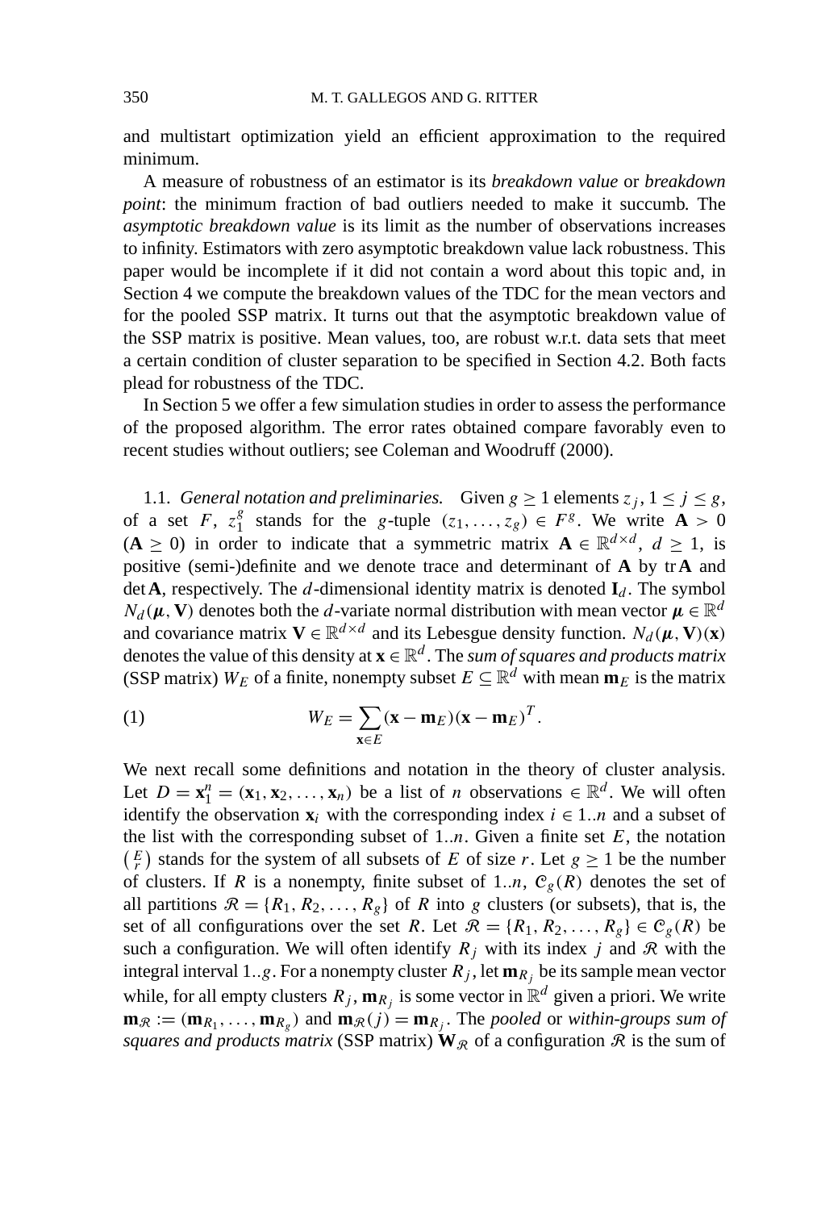and multistart optimization yield an efficient approximation to the required minimum.

A measure of robustness of an estimator is its *breakdown value* or *breakdown point*: the minimum fraction of bad outliers needed to make it succumb. The *asymptotic breakdown value* is its limit as the number of observations increases to infinity. Estimators with zero asymptotic breakdown value lack robustness. This paper would be incomplete if it did not contain a word about this topic and, in Section 4 we compute the breakdown values of the TDC for the mean vectors and for the pooled SSP matrix. It turns out that the asymptotic breakdown value of the SSP matrix is positive. Mean values, too, are robust w.r.t. data sets that meet a certain condition of cluster separation to be specified in Section 4.2. Both facts plead for robustness of the TDC.

In Section 5 we offer a few simulation studies in order to assess the performance of the proposed algorithm. The error rates obtained compare favorably even to recent studies without outliers; see Coleman and Woodruff (2000).

1.1. *General notation and preliminaries.* Given $g \ge 1$ elements $z_j$, $1 \le j \le g$, of a set $F$, $z_1^g$ stands for the $g$-tuple $(z_1, \dots, z_g) \in F^g$. We write $\mathbf{A} > 0$ ($\mathbf{A} \ge 0$) in order to indicate that a symmetric matrix $\mathbf{A} \in \mathbb{R}^{d \times d}$, $d \ge 1$, is positive (semi-)definite and we denote trace and determinant of $\mathbf{A}$ by $\operatorname{tr} \mathbf{A}$ and $\det \mathbf{A}$, respectively. The $d$-dimensional identity matrix is denoted $\mathbf{I}_d$. The symbol $N_d(\boldsymbol{\mu}, \mathbf{V})$ denotes both the $d$-variate normal distribution with mean vector $\boldsymbol{\mu} \in \mathbb{R}^d$ and covariance matrix $\mathbf{V} \in \mathbb{R}^{d \times d}$ and its Lebesgue density function. $N_d(\boldsymbol{\mu}, \mathbf{V})(\mathbf{x})$ denotes the value of this density at $\mathbf{x} \in \mathbb{R}^d$. The *sum of squares and products matrix* (SSP matrix) $W_E$ of a finite, nonempty subset $E \subseteq \mathbb{R}^d$ with mean $\mathbf{m}_E$ is the matrix

$$W_E = \sum_{\mathbf{x} \in E} (\mathbf{x} - \mathbf{m}_E)(\mathbf{x} - \mathbf{m}_E)^T. \tag{1}$$

We next recall some definitions and notation in the theory of cluster analysis. Let $D = \mathbf{x}_1^n = (\mathbf{x}_1, \mathbf{x}_2, \dots, \mathbf{x}_n)$ be a list of $n$ observations $\in \mathbb{R}^d$. We will often identify the observation $\mathbf{x}_i$ with the corresponding index $i \in 1..n$ and a subset of the list with the corresponding subset of $1..n$. Given a finite set $E$, the notation $\binom{E}{r}$ stands for the system of all subsets of $E$ of size $r$. Let $g \ge 1$ be the number of clusters. If $R$ is a nonempty, finite subset of $1..n$, $\mathcal{C}_g(R)$ denotes the set of all partitions $\mathcal{R} = \{R_1, R_2, \dots, R_g\}$ of $R$ into $g$ clusters (or subsets), that is, the set of all configurations over the set $R$. Let $\mathcal{R} = \{R_1, R_2, \dots, R_g\} \in \mathcal{C}_g(R)$ be such a configuration. We will often identify $R_j$ with its index $j$ and $\mathcal{R}$ with the integral interval $1..g$. For a nonempty cluster $R_j$, let $\mathbf{m}_{R_j}$ be its sample mean vector while, for all empty clusters $R_j$, $\mathbf{m}_{R_j}$ is some vector in $\mathbb{R}^d$ given a priori. We write $\mathbf{m}_{\mathcal{R}} := (\mathbf{m}_{R_1}, \dots, \mathbf{m}_{R_g})$ and $\mathbf{m}_{\mathcal{R}}(j) = \mathbf{m}_{R_j}$. The *pooled* or *within-groups sum of squares and products matrix* (SSP matrix) $\mathbf{W}_{\mathcal{R}}$ of a configuration $\mathcal{R}$ is the sum of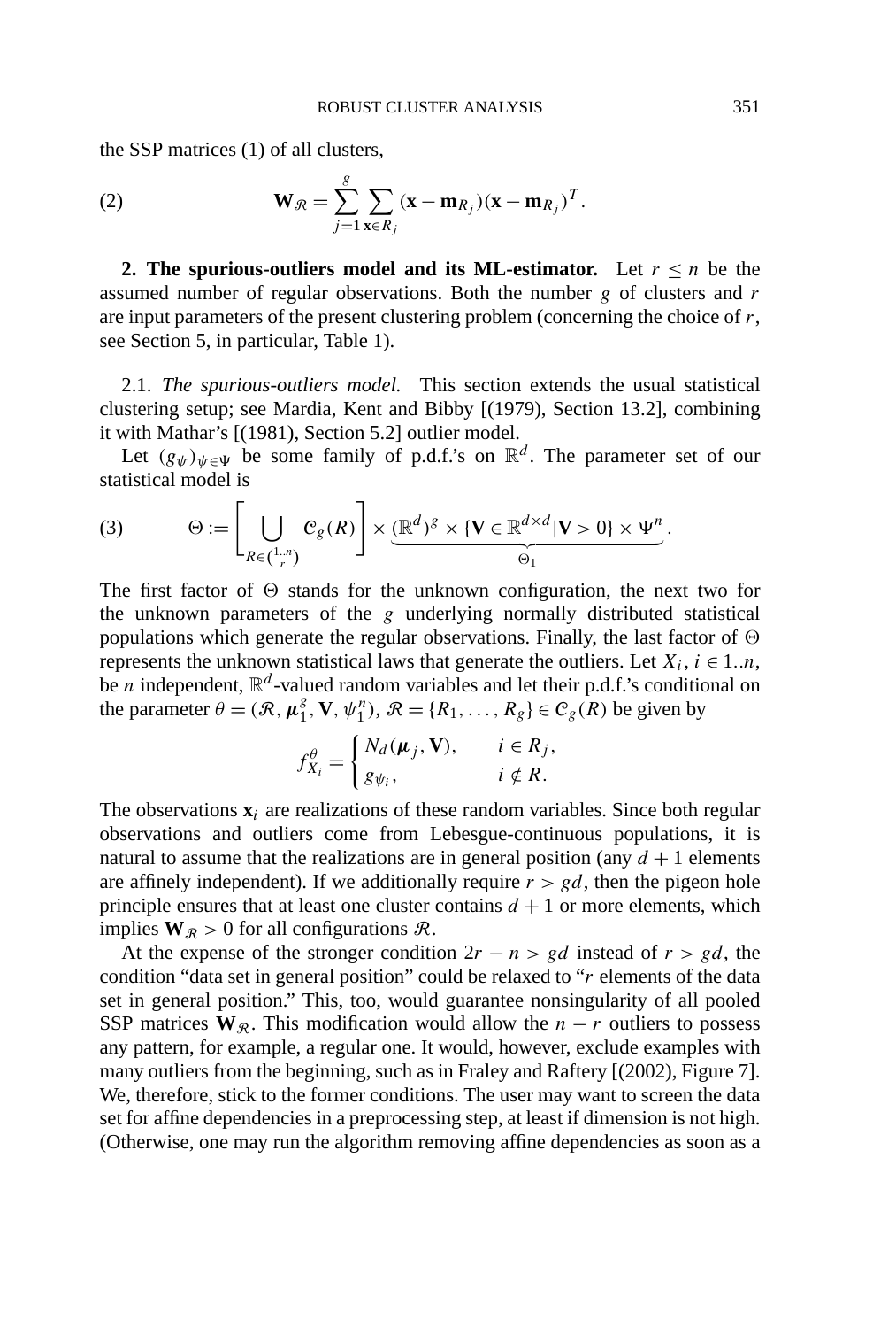the SSP matrices (1) of all clusters,

$$\mathbf{W}_{\mathcal{R}} = \sum_{j=1}^{g} \sum_{\mathbf{x} \in R_j} (\mathbf{x} - \mathbf{m}_{R_j})(\mathbf{x} - \mathbf{m}_{R_j})^T. \tag{2}$$

**2. The spurious-outliers model and its ML-estimator.** Let $r \le n$ be the assumed number of regular observations. Both the number $g$ of clusters and $r$ are input parameters of the present clustering problem (concerning the choice of $r$, see Section 5, in particular, Table 1).

2.1. *The spurious-outliers model.* This section extends the usual statistical clustering setup; see Mardia, Kent and Bibby [(1979), Section 13.2], combining it with Mathar's [(1981), Section 5.2] outlier model.

Let $(g_\psi)_{\psi \in \Psi}$ be some family of p.d.f.'s on $\mathbb{R}^d$. The parameter set of our statistical model is

$$\Theta := \left[ \bigcup_{R \in \binom{1..n}{r}} \mathcal{C}_g(R) \right] \times \underbrace{(\mathbb{R}^d)^g \times \{\mathbf{V} \in \mathbb{R}^{d \times d} | \mathbf{V} > 0\} \times \Psi^n}_{\Theta_1}. \tag{3}$$

The first factor of $\Theta$ stands for the unknown configuration, the next two for the unknown parameters of the $g$ underlying normally distributed statistical populations which generate the regular observations. Finally, the last factor of $\Theta$ represents the unknown statistical laws that generate the outliers. Let $X_i$, $i \in 1..n$, be $n$ independent, $\mathbb{R}^d$-valued random variables and let their p.d.f.'s conditional on the parameter $\theta = (\mathcal{R}, \boldsymbol{\mu}_1^g, \mathbf{V}, \psi_1^n)$, $\mathcal{R} = \{R_1, \ldots, R_g\} \in \mathcal{C}_g(R)$ be given by

$$f_{X_i}^\theta = \begin{cases} N_d(\boldsymbol{\mu}_j, \mathbf{V}), & i \in R_j, \\ g_{\psi_i}, & i \notin R. \end{cases}$$

The observations $\mathbf{x}_i$ are realizations of these random variables. Since both regular observations and outliers come from Lebesgue-continuous populations, it is natural to assume that the realizations are in general position (any $d+1$ elements are affinely independent). If we additionally require $r > gd$, then the pigeon hole principle ensures that at least one cluster contains $d+1$ or more elements, which implies $\mathbf{W}_{\mathcal{R}} > 0$ for all configurations $\mathcal{R}$.

At the expense of the stronger condition $2r - n > gd$ instead of $r > gd$, the condition "data set in general position" could be relaxed to "$r$ elements of the data set in general position." This, too, would guarantee nonsingularity of all pooled SSP matrices $\mathbf{W}_{\mathcal{R}}$. This modification would allow the $n - r$ outliers to possess any pattern, for example, a regular one. It would, however, exclude examples with many outliers from the beginning, such as in Fraley and Raftery [(2002), Figure 7]. We, therefore, stick to the former conditions. The user may want to screen the data set for affine dependencies in a preprocessing step, at least if dimension is not high. (Otherwise, one may run the algorithm removing affine dependencies as soon as a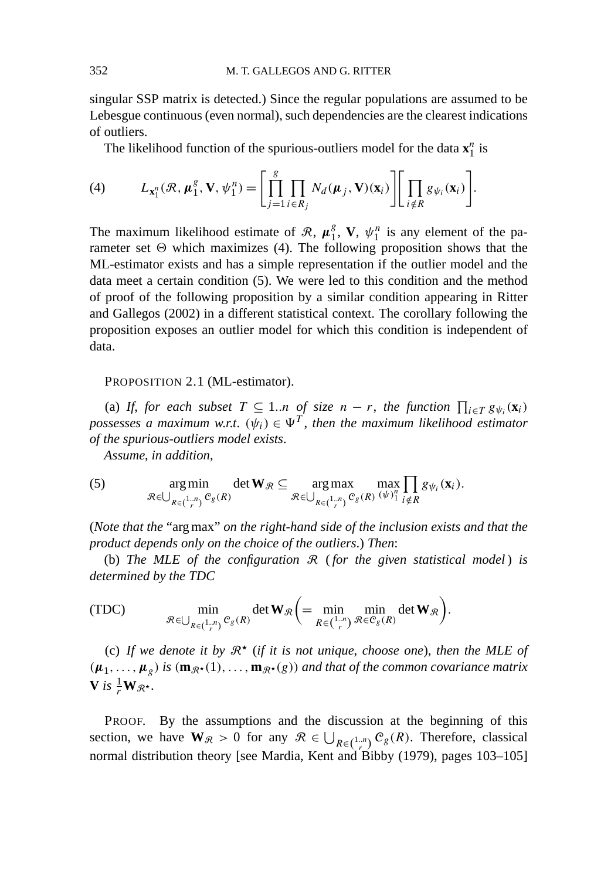singular SSP matrix is detected.) Since the regular populations are assumed to be Lebesgue continuous (even normal), such dependencies are the clearest indications of outliers.

The likelihood function of the spurious-outliers model for the data $\mathbf{x}_1^n$ is

$$
(4) \qquad L_{\mathbf{x}_1^n}(\mathcal{R}, \boldsymbol{\mu}_1^g, \mathbf{V}, \psi_1^n) = \left[\prod_{j=1}^{g} \prod_{i \in R_j} N_d(\boldsymbol{\mu}_j, \mathbf{V})(\mathbf{x}_i)\right]\left[\prod_{i \notin R} g_{\psi_i}(\mathbf{x}_i)\right].
$$

The maximum likelihood estimate of $\mathcal{R}$, $\boldsymbol{\mu}_1^g$, $\mathbf{V}$, $\psi_1^n$ is any element of the parameter set $\Theta$ which maximizes (4). The following proposition shows that the ML-estimator exists and has a simple representation if the outlier model and the data meet a certain condition (5). We were led to this condition and the method of proof of the following proposition by a similar condition appearing in Ritter and Gallegos (2002) in a different statistical context. The corollary following the proposition exposes an outlier model for which this condition is independent of data.

PROPOSITION 2.1 (ML-estimator).

(a) *If, for each subset $T \subseteq 1..n$ of size $n - r$, the function $\prod_{i \in T} g_{\psi_i}(\mathbf{x}_i)$ possesses a maximum w.r.t. $(\psi_i) \in \Psi^T$, then the maximum likelihood estimator of the spurious-outliers model exists.*

*Assume, in addition,*

$$
(5) \qquad \operatorname*{arg\,min}_{\mathcal{R} \in \bigcup_{R \in \binom{1..n}{r}} \mathcal{C}_g(R)} \det \mathbf{W}_{\mathcal{R}} \subseteq \operatorname*{arg\,max}_{\mathcal{R} \in \bigcup_{R \in \binom{1..n}{r}} \mathcal{C}_g(R)} \max_{(\psi)_1^n} \prod_{i \notin R} g_{\psi_i}(\mathbf{x}_i).
$$

(*Note that the* "arg max" *on the right-hand side of the inclusion exists and that the product depends only on the choice of the outliers*.) *Then*:

(b) *The MLE of the configuration $\mathcal{R}$ (for the given statistical model) is determined by the TDC*

$$
(\text{TDC}) \qquad \min_{\mathcal{R} \in \bigcup_{R \in \binom{1..n}{r}} \mathcal{C}_g(R)} \det \mathbf{W}_{\mathcal{R}} \left( = \min_{R \in \binom{1..n}{r}} \min_{\mathcal{R} \in \mathcal{C}_g(R)} \det \mathbf{W}_{\mathcal{R}} \right).
$$

(c) *If we denote it by $\mathcal{R}^\star$ (if it is not unique, choose one), then the MLE of $(\boldsymbol{\mu}_1, \dots, \boldsymbol{\mu}_g)$ is $(\mathbf{m}_{\mathcal{R}^\star}(1), \dots, \mathbf{m}_{\mathcal{R}^\star}(g))$ and that of the common covariance matrix $\mathbf{V}$ is $\frac{1}{r}\mathbf{W}_{\mathcal{R}^\star}$.*

PROOF. By the assumptions and the discussion at the beginning of this section, we have $\mathbf{W}_{\mathcal{R}} > 0$ for any $\mathcal{R} \in \bigcup_{R \in \binom{1..n}{r}} \mathcal{C}_g(R)$. Therefore, classical normal distribution theory [see Mardia, Kent and Bibby (1979), pages 103–105]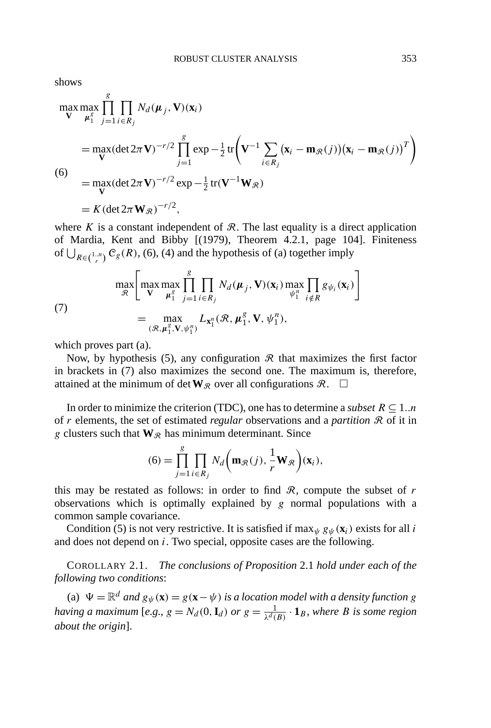shows

$$
\begin{aligned}
&\max_{\mathbf{V}} \max_{\boldsymbol{\mu}_1^g} \prod_{j=1}^{g} \prod_{i \in R_j} N_d(\boldsymbol{\mu}_j, \mathbf{V})(\mathbf{x}_i) \\
&\quad = \max_{\mathbf{V}} (\det 2\pi \mathbf{V})^{-r/2} \prod_{j=1}^{g} \exp -\tfrac{1}{2} \operatorname{tr}\left( \mathbf{V}^{-1} \sum_{i \in R_j} \big(\mathbf{x}_i - \mathbf{m}_{\mathcal{R}}(j)\big)\big(\mathbf{x}_i - \mathbf{m}_{\mathcal{R}}(j)\big)^T \right) \\
&\quad = \max_{\mathbf{V}} (\det 2\pi \mathbf{V})^{-r/2} \exp -\tfrac{1}{2} \operatorname{tr}(\mathbf{V}^{-1} \mathbf{W}_{\mathcal{R}}) \\
&\quad = K (\det 2\pi \mathbf{W}_{\mathcal{R}})^{-r/2},
\end{aligned} \tag{6}
$$

where $K$ is a constant independent of $\mathcal{R}$. The last equality is a direct application of Mardia, Kent and Bibby [(1979), Theorem 4.2.1, page 104]. Finiteness of $\bigcup_{R \in \binom{1..n}{r}} \mathcal{C}_g(R)$, (6), (4) and the hypothesis of (a) together imply

$$
\begin{aligned}
&\max_{\mathcal{R}} \left[ \max_{\mathbf{V}} \max_{\boldsymbol{\mu}_1^g} \prod_{j=1}^{g} \prod_{i \in R_j} N_d(\boldsymbol{\mu}_j, \mathbf{V})(\mathbf{x}_i) \max_{\psi_1^n} \prod_{i \notin R} g_{\psi_i}(\mathbf{x}_i) \right] \\
&\qquad = \max_{(\mathcal{R}, \boldsymbol{\mu}_1^g, \mathbf{V}, \psi_1^n)} L_{\mathbf{x}_1^n}(\mathcal{R}, \boldsymbol{\mu}_1^g, \mathbf{V}, \psi_1^n),
\end{aligned} \tag{7}
$$

which proves part (a).

Now, by hypothesis (5), any configuration $\mathcal{R}$ that maximizes the first factor in brackets in (7) also maximizes the second one. The maximum is, therefore, attained at the minimum of $\det \mathbf{W}_{\mathcal{R}}$ over all configurations $\mathcal{R}$. □

In order to minimize the criterion (TDC), one has to determine a *subset* $R \subseteq 1..n$ of $r$ elements, the set of estimated *regular* observations and a *partition* $\mathcal{R}$ of it in $g$ clusters such that $\mathbf{W}_{\mathcal{R}}$ has minimum determinant. Since

$$
(6) = \prod_{j=1}^{g} \prod_{i \in R_j} N_d\left( \mathbf{m}_{\mathcal{R}}(j), \frac{1}{r} \mathbf{W}_{\mathcal{R}} \right)(\mathbf{x}_i),
$$

this may be restated as follows: in order to find $\mathcal{R}$, compute the subset of $r$ observations which is optimally explained by $g$ normal populations with a common sample covariance.

Condition (5) is not very restrictive. It is satisfied if $\max_\psi g_\psi(\mathbf{x}_i)$ exists for all $i$ and does not depend on $i$. Two special, opposite cases are the following.

COROLLARY 2.1. *The conclusions of Proposition* 2.1 *hold under each of the following two conditions*:

(a) $\Psi = \mathbb{R}^d$ *and* $g_\psi(\mathbf{x}) = g(\mathbf{x} - \psi)$ *is a location model with a density function* $g$ *having a maximum* [*e.g.*, $g = N_d(0, \mathbf{I}_d)$ *or* $g = \frac{1}{\lambda^d(B)} \cdot \mathbf{1}_B$, *where* $B$ *is some region about the origin*].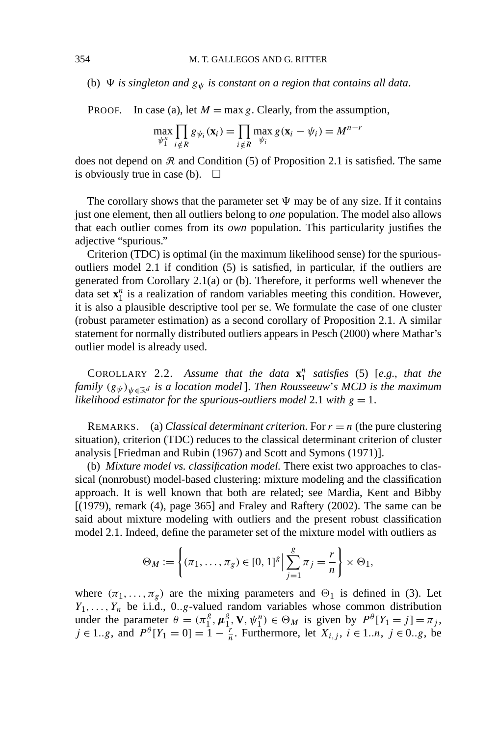(b) $\Psi$ *is singleton and* $g_\psi$ *is constant on a region that contains all data*.

PROOF. In case (a), let $M = \max g$. Clearly, from the assumption,

$$\max_{\psi_1^n} \prod_{i \notin R} g_{\psi_i}(\mathbf{x}_i) = \prod_{i \notin R} \max_{\psi_i} g(\mathbf{x}_i - \psi_i) = M^{n-r}$$

does not depend on $\mathcal{R}$ and Condition (5) of Proposition 2.1 is satisfied. The same is obviously true in case (b). $\square$

The corollary shows that the parameter set $\Psi$ may be of any size. If it contains just one element, then all outliers belong to *one* population. The model also allows that each outlier comes from its *own* population. This particularity justifies the adjective "spurious."

Criterion (TDC) is optimal (in the maximum likelihood sense) for the spurious-outliers model 2.1 if condition (5) is satisfied, in particular, if the outliers are generated from Corollary 2.1(a) or (b). Therefore, it performs well whenever the data set $\mathbf{x}_1^n$ is a realization of random variables meeting this condition. However, it is also a plausible descriptive tool per se. We formulate the case of one cluster (robust parameter estimation) as a second corollary of Proposition 2.1. A similar statement for normally distributed outliers appears in Pesch (2000) where Mathar's outlier model is already used.

COROLLARY 2.2. *Assume that the data* $\mathbf{x}_1^n$ *satisfies* (5) [*e.g., that the family* $(g_\psi)_{\psi \in \mathbb{R}^d}$ *is a location model*]. *Then Rousseeuw's MCD is the maximum likelihood estimator for the spurious-outliers model* 2.1 *with* $g = 1$.

REMARKS. (a) *Classical determinant criterion*. For $r = n$ (the pure clustering situation), criterion (TDC) reduces to the classical determinant criterion of cluster analysis [Friedman and Rubin (1967) and Scott and Symons (1971)].

(b) *Mixture model vs. classification model*. There exist two approaches to classical (nonrobust) model-based clustering: mixture modeling and the classification approach. It is well known that both are related; see Mardia, Kent and Bibby [(1979), remark (4), page 365] and Fraley and Raftery (2002). The same can be said about mixture modeling with outliers and the present robust classification model 2.1. Indeed, define the parameter set of the mixture model with outliers as

$$\Theta_M := \left\{ (\pi_1, \dots, \pi_g) \in [0,1]^g \,\Big|\, \sum_{j=1}^{g} \pi_j = \frac{r}{n} \right\} \times \Theta_1,$$

where $(\pi_1, \dots, \pi_g)$ are the mixing parameters and $\Theta_1$ is defined in (3). Let $Y_1, \dots, Y_n$ be i.i.d., $0..g$-valued random variables whose common distribution under the parameter $\theta = (\pi_1^g, \boldsymbol{\mu}_1^g, \mathbf{V}, \psi_1^n) \in \Theta_M$ is given by $P^\theta[Y_1 = j] = \pi_j$, $j \in 1..g$, and $P^\theta[Y_1 = 0] = 1 - \frac{r}{n}$. Furthermore, let $X_{i,j}$, $i \in 1..n$, $j \in 0..g$, be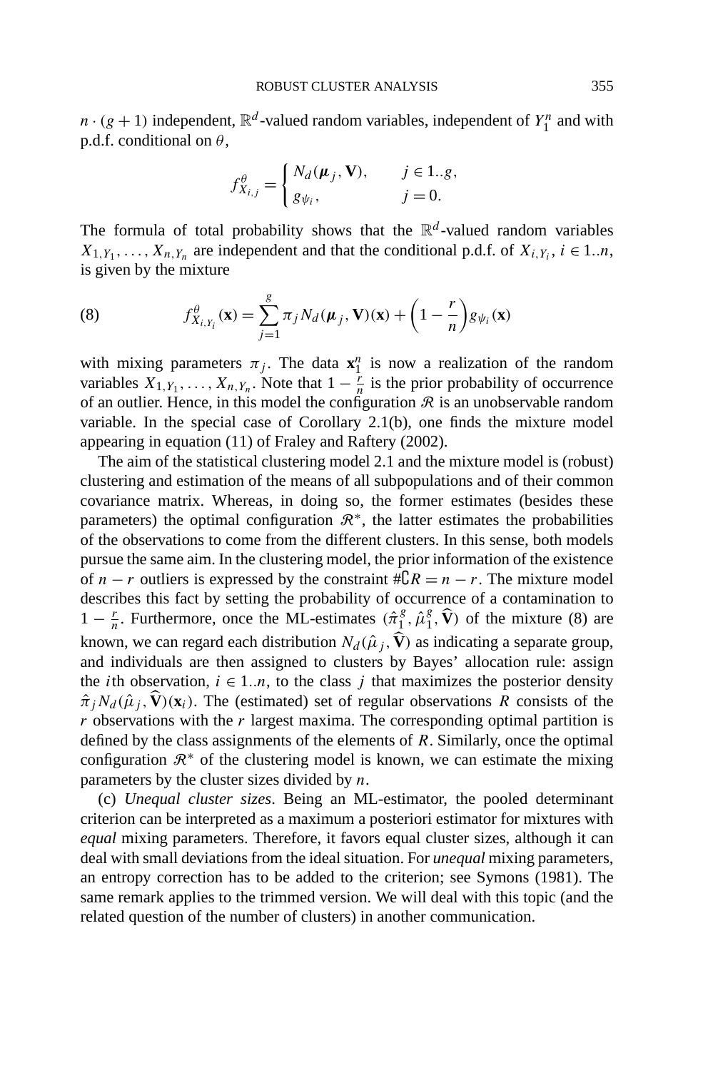$n \cdot (g+1)$ independent, $\mathbb{R}^d$-valued random variables, independent of $Y_1^n$ and with p.d.f. conditional on $\theta$,

$$f_{X_{i,j}}^{\theta} = \begin{cases} N_d(\boldsymbol{\mu}_j, \mathbf{V}), & j \in 1..g, \\ g_{\psi_i}, & j = 0. \end{cases}$$

The formula of total probability shows that the $\mathbb{R}^d$-valued random variables $X_{1,Y_1}, \ldots, X_{n,Y_n}$ are independent and that the conditional p.d.f. of $X_{i,Y_i}$, $i \in 1..n$, is given by the mixture

$$f_{X_{i,Y_i}}^{\theta}(\mathbf{x}) = \sum_{j=1}^{g} \pi_j N_d(\boldsymbol{\mu}_j, \mathbf{V})(\mathbf{x}) + \left(1 - \frac{r}{n}\right) g_{\psi_i}(\mathbf{x}) \tag{8}$$

with mixing parameters $\pi_j$. The data $\mathbf{x}_1^n$ is now a realization of the random variables $X_{1,Y_1}, \ldots, X_{n,Y_n}$. Note that $1 - \frac{r}{n}$ is the prior probability of occurrence of an outlier. Hence, in this model the configuration $\mathcal{R}$ is an unobservable random variable. In the special case of Corollary 2.1(b), one finds the mixture model appearing in equation (11) of Fraley and Raftery (2002).

The aim of the statistical clustering model 2.1 and the mixture model is (robust) clustering and estimation of the means of all subpopulations and of their common covariance matrix. Whereas, in doing so, the former estimates (besides these parameters) the optimal configuration $\mathcal{R}^*$, the latter estimates the probabilities of the observations to come from the different clusters. In this sense, both models pursue the same aim. In the clustering model, the prior information of the existence of $n - r$ outliers is expressed by the constraint $\#\complement R = n - r$. The mixture model describes this fact by setting the probability of occurrence of a contamination to $1 - \frac{r}{n}$. Furthermore, once the ML-estimates $(\hat{\pi}_1^g, \hat{\mu}_1^g, \widehat{\mathbf{V}})$ of the mixture (8) are known, we can regard each distribution $N_d(\hat{\mu}_j, \widehat{\mathbf{V}})$ as indicating a separate group, and individuals are then assigned to clusters by Bayes' allocation rule: assign the $i$th observation, $i \in 1..n$, to the class $j$ that maximizes the posterior density $\hat{\pi}_j N_d(\hat{\mu}_j, \widehat{\mathbf{V}})(\mathbf{x}_i)$. The (estimated) set of regular observations $R$ consists of the $r$ observations with the $r$ largest maxima. The corresponding optimal partition is defined by the class assignments of the elements of $R$. Similarly, once the optimal configuration $\mathcal{R}^*$ of the clustering model is known, we can estimate the mixing parameters by the cluster sizes divided by $n$.

(c) *Unequal cluster sizes*. Being an ML-estimator, the pooled determinant criterion can be interpreted as a maximum a posteriori estimator for mixtures with *equal* mixing parameters. Therefore, it favors equal cluster sizes, although it can deal with small deviations from the ideal situation. For *unequal* mixing parameters, an entropy correction has to be added to the criterion; see Symons (1981). The same remark applies to the trimmed version. We will deal with this topic (and the related question of the number of clusters) in another communication.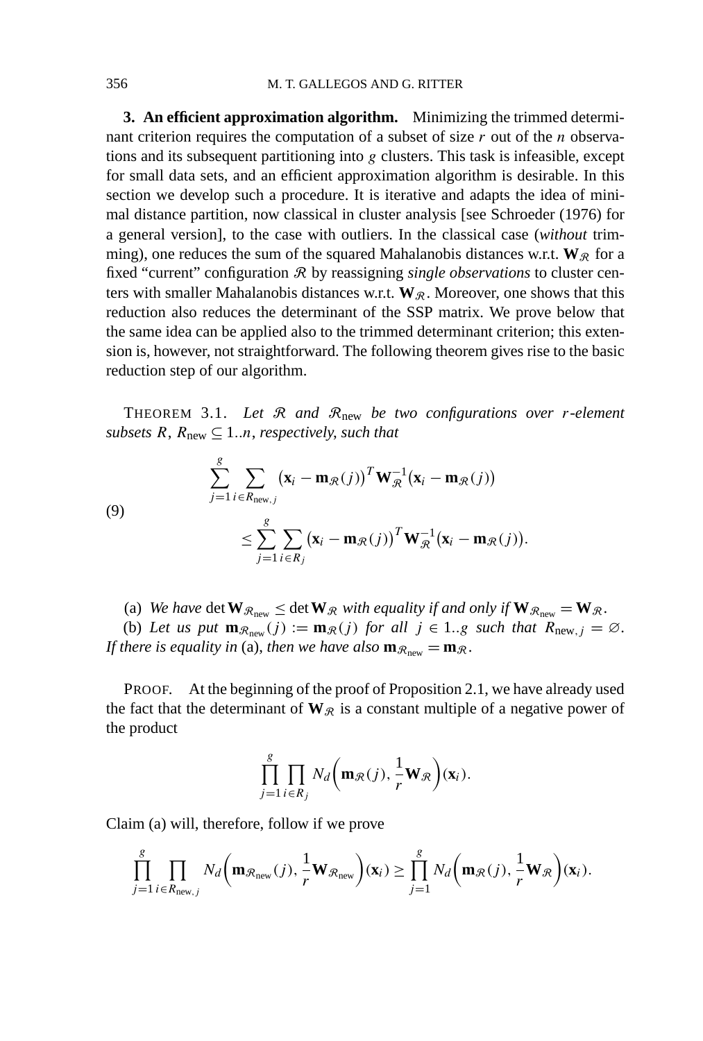**3. An efficient approximation algorithm.** Minimizing the trimmed determinant criterion requires the computation of a subset of size $r$ out of the $n$ observations and its subsequent partitioning into $g$ clusters. This task is infeasible, except for small data sets, and an efficient approximation algorithm is desirable. In this section we develop such a procedure. It is iterative and adapts the idea of minimal distance partition, now classical in cluster analysis [see Schroeder (1976) for a general version], to the case with outliers. In the classical case (*without* trimming), one reduces the sum of the squared Mahalanobis distances w.r.t. $\mathbf{W}_{\mathcal{R}}$ for a fixed "current" configuration $\mathcal{R}$ by reassigning *single observations* to cluster centers with smaller Mahalanobis distances w.r.t. $\mathbf{W}_{\mathcal{R}}$. Moreover, one shows that this reduction also reduces the determinant of the SSP matrix. We prove below that the same idea can be applied also to the trimmed determinant criterion; this extension is, however, not straightforward. The following theorem gives rise to the basic reduction step of our algorithm.

THEOREM 3.1. *Let $\mathcal{R}$ and $\mathcal{R}_{\text{new}}$ be two configurations over $r$-element subsets $R$, $R_{\text{new}} \subseteq 1..n$, respectively, such that*

$$\sum_{j=1}^{g} \sum_{i \in R_{\text{new},j}} (\mathbf{x}_i - \mathbf{m}_{\mathcal{R}}(j))^T \mathbf{W}_{\mathcal{R}}^{-1} (\mathbf{x}_i - \mathbf{m}_{\mathcal{R}}(j)) \leq \sum_{j=1}^{g} \sum_{i \in R_j} (\mathbf{x}_i - \mathbf{m}_{\mathcal{R}}(j))^T \mathbf{W}_{\mathcal{R}}^{-1} (\mathbf{x}_i - \mathbf{m}_{\mathcal{R}}(j)). \tag{9}$$

(a) *We have* $\det \mathbf{W}_{\mathcal{R}_{\text{new}}} \leq \det \mathbf{W}_{\mathcal{R}}$ *with equality if and only if* $\mathbf{W}_{\mathcal{R}_{\text{new}}} = \mathbf{W}_{\mathcal{R}}$.

(b) *Let us put* $\mathbf{m}_{\mathcal{R}_{\text{new}}}(j) := \mathbf{m}_{\mathcal{R}}(j)$ *for all* $j \in 1..g$ *such that* $R_{\text{new},j} = \varnothing$. *If there is equality in* (a), *then we have also* $\mathbf{m}_{\mathcal{R}_{\text{new}}} = \mathbf{m}_{\mathcal{R}}$.

PROOF. At the beginning of the proof of Proposition 2.1, we have already used the fact that the determinant of $\mathbf{W}_{\mathcal{R}}$ is a constant multiple of a negative power of the product

$$\prod_{j=1}^{g} \prod_{i \in R_j} N_d\left(\mathbf{m}_{\mathcal{R}}(j), \frac{1}{r}\mathbf{W}_{\mathcal{R}}\right)(\mathbf{x}_i).$$

Claim (a) will, therefore, follow if we prove

$$\prod_{j=1}^{g} \prod_{i \in R_{\text{new},j}} N_d\left(\mathbf{m}_{\mathcal{R}_{\text{new}}}(j), \frac{1}{r}\mathbf{W}_{\mathcal{R}_{\text{new}}}\right)(\mathbf{x}_i) \geq \prod_{j=1}^{g} N_d\left(\mathbf{m}_{\mathcal{R}}(j), \frac{1}{r}\mathbf{W}_{\mathcal{R}}\right)(\mathbf{x}_i).$$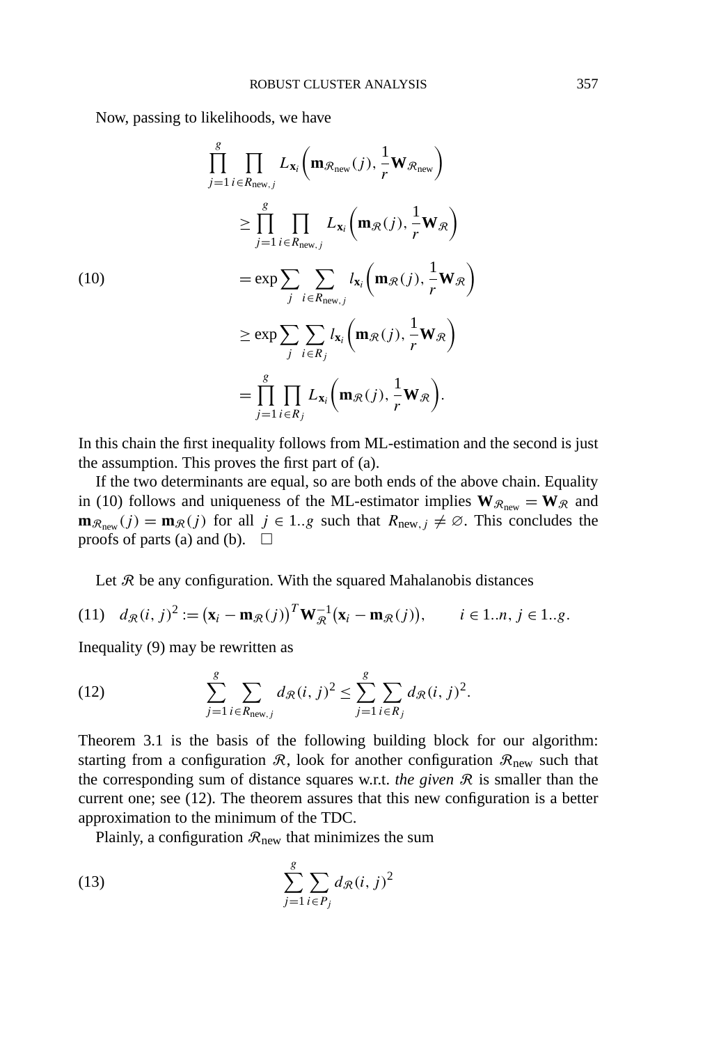Now, passing to likelihoods, we have

$$
\begin{aligned}
\prod_{j=1}^{g} \prod_{i \in R_{\text{new},j}} & L_{\mathbf{x}_i}\left(\mathbf{m}_{\mathcal{R}_{\text{new}}}(j), \frac{1}{r}\mathbf{W}_{\mathcal{R}_{\text{new}}}\right) \\
&\geq \prod_{j=1}^{g} \prod_{i \in R_{\text{new},j}} L_{\mathbf{x}_i}\left(\mathbf{m}_{\mathcal{R}}(j), \frac{1}{r}\mathbf{W}_{\mathcal{R}}\right) \\
&= \exp \sum_{j} \sum_{i \in R_{\text{new},j}} l_{\mathbf{x}_i}\left(\mathbf{m}_{\mathcal{R}}(j), \frac{1}{r}\mathbf{W}_{\mathcal{R}}\right) \\
&\geq \exp \sum_{j} \sum_{i \in R_j} l_{\mathbf{x}_i}\left(\mathbf{m}_{\mathcal{R}}(j), \frac{1}{r}\mathbf{W}_{\mathcal{R}}\right) \\
&= \prod_{j=1}^{g} \prod_{i \in R_j} L_{\mathbf{x}_i}\left(\mathbf{m}_{\mathcal{R}}(j), \frac{1}{r}\mathbf{W}_{\mathcal{R}}\right).
\end{aligned}
\tag{10}
$$

In this chain the first inequality follows from ML-estimation and the second is just the assumption. This proves the first part of (a).

If the two determinants are equal, so are both ends of the above chain. Equality in (10) follows and uniqueness of the ML-estimator implies $\mathbf{W}_{\mathcal{R}_{\text{new}}} = \mathbf{W}_{\mathcal{R}}$ and $\mathbf{m}_{\mathcal{R}_{\text{new}}}(j) = \mathbf{m}_{\mathcal{R}}(j)$ for all $j \in 1..g$ such that $R_{\text{new},j} \neq \varnothing$. This concludes the proofs of parts (a) and (b). $\square$

Let $\mathcal{R}$ be any configuration. With the squared Mahalanobis distances

$$
d_{\mathcal{R}}(i,j)^2 := \left(\mathbf{x}_i - \mathbf{m}_{\mathcal{R}}(j)\right)^T \mathbf{W}_{\mathcal{R}}^{-1} \left(\mathbf{x}_i - \mathbf{m}_{\mathcal{R}}(j)\right), \qquad i \in 1..n,\ j \in 1..g.
\tag{11}
$$

Inequality (9) may be rewritten as

$$
\sum_{j=1}^{g} \sum_{i \in R_{\text{new},j}} d_{\mathcal{R}}(i,j)^2 \leq \sum_{j=1}^{g} \sum_{i \in R_j} d_{\mathcal{R}}(i,j)^2.
\tag{12}
$$

Theorem 3.1 is the basis of the following building block for our algorithm: starting from a configuration $\mathcal{R}$, look for another configuration $\mathcal{R}_{\text{new}}$ such that the corresponding sum of distance squares w.r.t. *the given* $\mathcal{R}$ is smaller than the current one; see (12). The theorem assures that this new configuration is a better approximation to the minimum of the TDC.

Plainly, a configuration $\mathcal{R}_{\text{new}}$ that minimizes the sum

$$
\sum_{j=1}^{g} \sum_{i \in P_j} d_{\mathcal{R}}(i,j)^2
\tag{13}
$$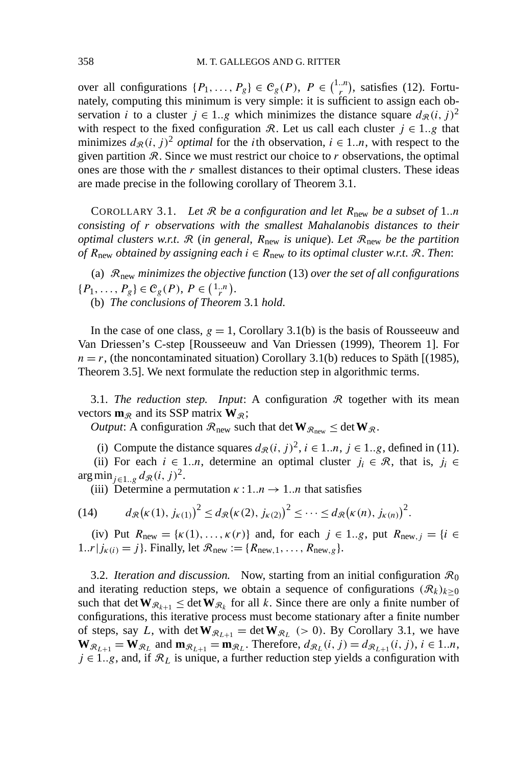over all configurations $\{P_1, \dots, P_g\} \in \mathcal{C}_g(P)$, $P \in \binom{1..n}{r}$, satisfies (12). Fortunately, computing this minimum is very simple: it is sufficient to assign each observation $i$ to a cluster $j \in 1..g$ which minimizes the distance square $d_{\mathcal{R}}(i, j)^2$ with respect to the fixed configuration $\mathcal{R}$. Let us call each cluster $j \in 1..g$ that minimizes $d_{\mathcal{R}}(i, j)^2$ *optimal* for the $i$th observation, $i \in 1..n$, with respect to the given partition $\mathcal{R}$. Since we must restrict our choice to $r$ observations, the optimal ones are those with the $r$ smallest distances to their optimal clusters. These ideas are made precise in the following corollary of Theorem 3.1.

COROLLARY 3.1. *Let $\mathcal{R}$ be a configuration and let $R_{\text{new}}$ be a subset of $1..n$ consisting of $r$ observations with the smallest Mahalanobis distances to their optimal clusters w.r.t. $\mathcal{R}$ (in general, $R_{\text{new}}$ is unique). Let $\mathcal{R}_{\text{new}}$ be the partition of $R_{\text{new}}$ obtained by assigning each $i \in R_{\text{new}}$ to its optimal cluster w.r.t. $\mathcal{R}$. Then*:

(a) *$\mathcal{R}_{\text{new}}$ minimizes the objective function* (13) *over the set of all configurations $\{P_1, \dots, P_g\} \in \mathcal{C}_g(P)$, $P \in \binom{1..n}{r}$.*

(b) *The conclusions of Theorem* 3.1 *hold.*

In the case of one class, $g = 1$, Corollary 3.1(b) is the basis of Rousseeuw and Van Driessen's C-step [Rousseeuw and Van Driessen (1999), Theorem 1]. For $n = r$, (the noncontaminated situation) Corollary 3.1(b) reduces to Späth [(1985), Theorem 3.5]. We next formulate the reduction step in algorithmic terms.

3.1. *The reduction step.* *Input*: A configuration $\mathcal{R}$ together with its mean vectors $\mathbf{m}_{\mathcal{R}}$ and its SSP matrix $\mathbf{W}_{\mathcal{R}}$;
*Output*: A configuration $\mathcal{R}_{\text{new}}$ such that $\det \mathbf{W}_{\mathcal{R}_{\text{new}}} \le \det \mathbf{W}_{\mathcal{R}}$.

(i) Compute the distance squares $d_{\mathcal{R}}(i, j)^2$, $i \in 1..n$, $j \in 1..g$, defined in (11).

(ii) For each $i \in 1..n$, determine an optimal cluster $j_i \in \mathcal{R}$, that is, $j_i \in \arg\min_{j \in 1..g} d_{\mathcal{R}}(i, j)^2$.

(iii) Determine a permutation $\kappa : 1..n \to 1..n$ that satisfies

$$d_{\mathcal{R}}\big(\kappa(1), j_{\kappa(1)}\big)^2 \le d_{\mathcal{R}}\big(\kappa(2), j_{\kappa(2)}\big)^2 \le \cdots \le d_{\mathcal{R}}\big(\kappa(n), j_{\kappa(n)}\big)^2. \tag{14}$$

(iv) Put $R_{\text{new}} = \{\kappa(1), \dots, \kappa(r)\}$ and, for each $j \in 1..g$, put $R_{\text{new},j} = \{i \in 1..r \,|\, j_{\kappa(i)} = j\}$. Finally, let $\mathcal{R}_{\text{new}} := \{R_{\text{new},1}, \dots, R_{\text{new},g}\}$.

3.2. *Iteration and discussion.* Now, starting from an initial configuration $\mathcal{R}_0$ and iterating reduction steps, we obtain a sequence of configurations $(\mathcal{R}_k)_{k \ge 0}$ such that $\det \mathbf{W}_{\mathcal{R}_{k+1}} \le \det \mathbf{W}_{\mathcal{R}_k}$ for all $k$. Since there are only a finite number of configurations, this iterative process must become stationary after a finite number of steps, say $L$, with $\det \mathbf{W}_{\mathcal{R}_{L+1}} = \det \mathbf{W}_{\mathcal{R}_L}$ $(> 0)$. By Corollary 3.1, we have $\mathbf{W}_{\mathcal{R}_{L+1}} = \mathbf{W}_{\mathcal{R}_L}$ and $\mathbf{m}_{\mathcal{R}_{L+1}} = \mathbf{m}_{\mathcal{R}_L}$. Therefore, $d_{\mathcal{R}_L}(i, j) = d_{\mathcal{R}_{L+1}}(i, j)$, $i \in 1..n$, $j \in 1..g$, and, if $\mathcal{R}_L$ is unique, a further reduction step yields a configuration with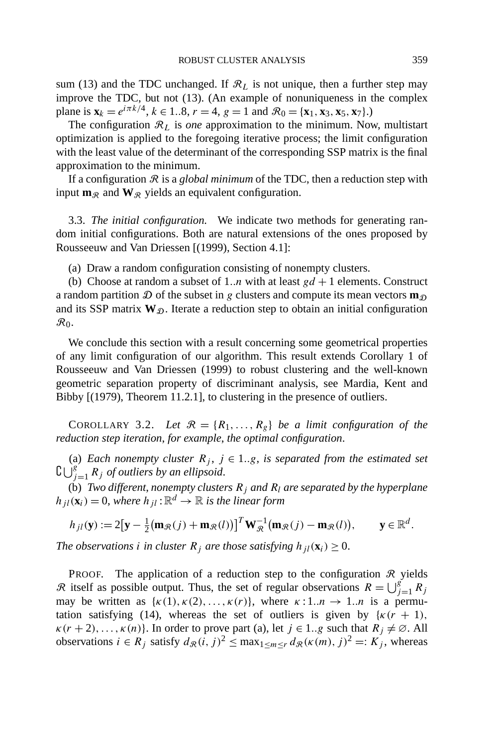sum (13) and the TDC unchanged. If $\mathcal{R}_L$ is not unique, then a further step may improve the TDC, but not (13). (An example of nonuniqueness in the complex plane is $\mathbf{x}_k = e^{i\pi k/4}$, $k \in 1..8$, $r = 4$, $g = 1$ and $\mathcal{R}_0 = \{\mathbf{x}_1, \mathbf{x}_3, \mathbf{x}_5, \mathbf{x}_7\}$.)

The configuration $\mathcal{R}_L$ is *one* approximation to the minimum. Now, multistart optimization is applied to the foregoing iterative process; the limit configuration with the least value of the determinant of the corresponding SSP matrix is the final approximation to the minimum.

If a configuration $\mathcal{R}$ is a *global minimum* of the TDC, then a reduction step with input $\mathbf{m}_{\mathcal{R}}$ and $\mathbf{W}_{\mathcal{R}}$ yields an equivalent configuration.

3.3. *The initial configuration.* We indicate two methods for generating random initial configurations. Both are natural extensions of the ones proposed by Rousseeuw and Van Driessen [(1999), Section 4.1]:

(a) Draw a random configuration consisting of nonempty clusters.

(b) Choose at random a subset of $1..n$ with at least $gd + 1$ elements. Construct a random partition $\mathcal{D}$ of the subset in $g$ clusters and compute its mean vectors $\mathbf{m}_{\mathcal{D}}$ and its SSP matrix $\mathbf{W}_{\mathcal{D}}$. Iterate a reduction step to obtain an initial configuration $\mathcal{R}_0$.

We conclude this section with a result concerning some geometrical properties of any limit configuration of our algorithm. This result extends Corollary 1 of Rousseeuw and Van Driessen (1999) to robust clustering and the well-known geometric separation property of discriminant analysis, see Mardia, Kent and Bibby [(1979), Theorem 11.2.1], to clustering in the presence of outliers.

COROLLARY 3.2. *Let $\mathcal{R} = \{R_1, \ldots, R_g\}$ be a limit configuration of the reduction step iteration, for example, the optimal configuration.*

(a) *Each nonempty cluster $R_j$, $j \in 1..g$, is separated from the estimated set $\complement \bigcup_{j=1}^{g} R_j$ of outliers by an ellipsoid.*

(b) *Two different, nonempty clusters $R_j$ and $R_l$ are separated by the hyperplane $h_{jl}(\mathbf{x}_i) = 0$, where $h_{jl} : \mathbb{R}^d \to \mathbb{R}$ is the linear form*

$$h_{jl}(\mathbf{y}) := 2\big[\mathbf{y} - \tfrac{1}{2}\big(\mathbf{m}_{\mathcal{R}}(j) + \mathbf{m}_{\mathcal{R}}(l)\big)\big]^T \mathbf{W}_{\mathcal{R}}^{-1}\big(\mathbf{m}_{\mathcal{R}}(j) - \mathbf{m}_{\mathcal{R}}(l)\big), \qquad \mathbf{y} \in \mathbb{R}^d.$$

*The observations $i$ in cluster $R_j$ are those satisfying $h_{jl}(\mathbf{x}_i) \geq 0$.*

PROOF. The application of a reduction step to the configuration $\mathcal{R}$ yields $\mathcal{R}$ itself as possible output. Thus, the set of regular observations $R = \bigcup_{j=1}^{g} R_j$ may be written as $\{\kappa(1), \kappa(2), \ldots, \kappa(r)\}$, where $\kappa : 1..n \to 1..n$ is a permutation satisfying (14), whereas the set of outliers is given by $\{\kappa(r + 1), \kappa(r + 2), \ldots, \kappa(n)\}$. In order to prove part (a), let $j \in 1..g$ such that $R_j \neq \varnothing$. All observations $i \in R_j$ satisfy $d_{\mathcal{R}}(i, j)^2 \leq \max_{1 \leq m \leq r} d_{\mathcal{R}}(\kappa(m), j)^2 =: K_j$, whereas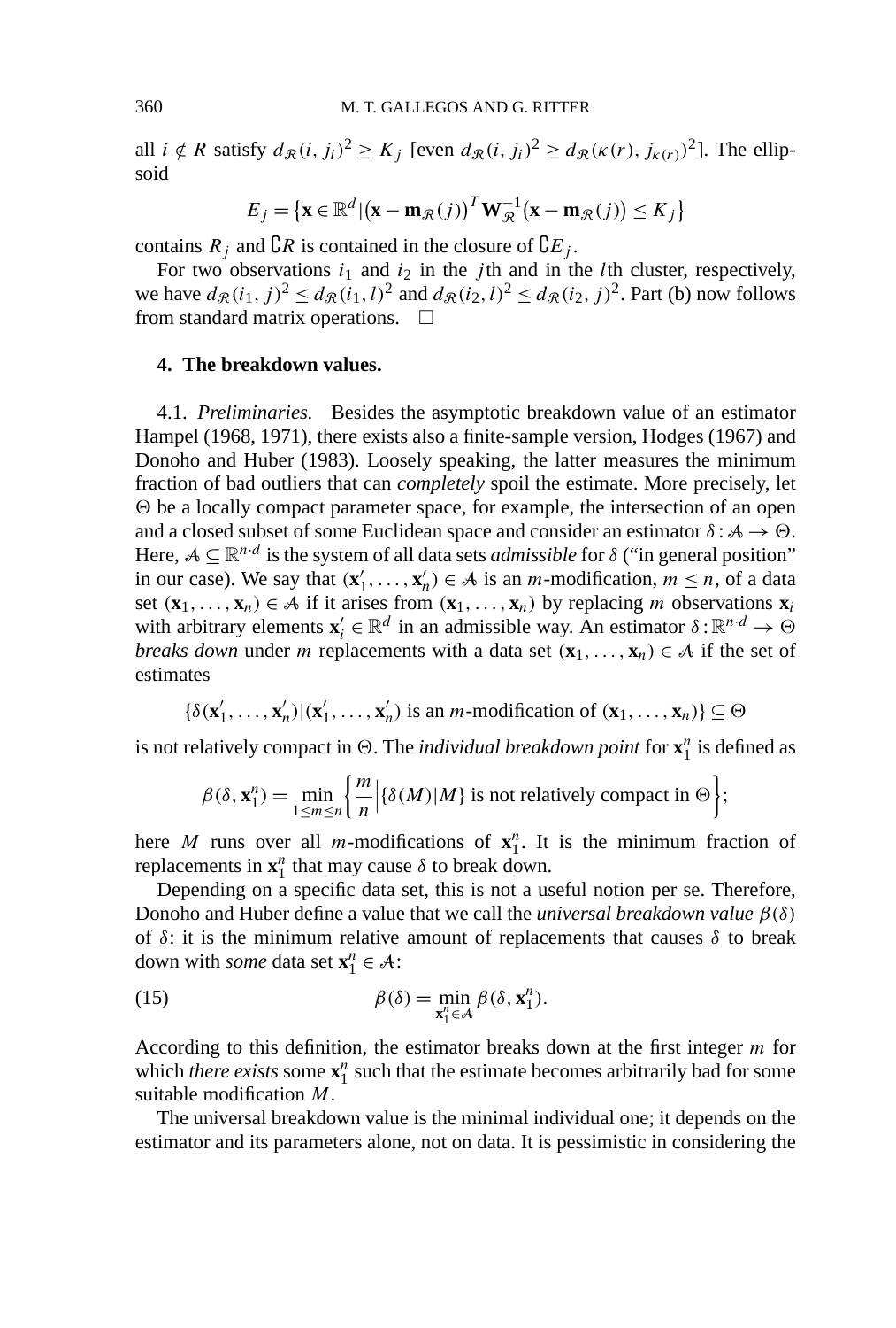all $i \notin R$ satisfy $d_{\mathcal{R}}(i, j_i)^2 \geq K_j$ [even $d_{\mathcal{R}}(i, j_i)^2 \geq d_{\mathcal{R}}(\kappa(r), j_{\kappa(r)})^2$]. The ellipsoid

$$E_j = \{\mathbf{x} \in \mathbb{R}^d | (\mathbf{x} - \mathbf{m}_{\mathcal{R}}(j))^T \mathbf{W}_{\mathcal{R}}^{-1} (\mathbf{x} - \mathbf{m}_{\mathcal{R}}(j)) \leq K_j\}$$

contains $R_j$ and $\complement R$ is contained in the closure of $\complement E_j$.

For two observations $i_1$ and $i_2$ in the $j$th and in the $l$th cluster, respectively, we have $d_{\mathcal{R}}(i_1, j)^2 \leq d_{\mathcal{R}}(i_1, l)^2$ and $d_{\mathcal{R}}(i_2, l)^2 \leq d_{\mathcal{R}}(i_2, j)^2$. Part (b) now follows from standard matrix operations. $\square$

## 4. The breakdown values.

4.1. *Preliminaries.* Besides the asymptotic breakdown value of an estimator Hampel (1968, 1971), there exists also a finite-sample version, Hodges (1967) and Donoho and Huber (1983). Loosely speaking, the latter measures the minimum fraction of bad outliers that can *completely* spoil the estimate. More precisely, let $\Theta$ be a locally compact parameter space, for example, the intersection of an open and a closed subset of some Euclidean space and consider an estimator $\delta : \mathcal{A} \to \Theta$. Here, $\mathcal{A} \subseteq \mathbb{R}^{n \cdot d}$ is the system of all data sets *admissible* for $\delta$ ("in general position" in our case). We say that $(\mathbf{x}'_1, \ldots, \mathbf{x}'_n) \in \mathcal{A}$ is an $m$-modification, $m \leq n$, of a data set $(\mathbf{x}_1, \ldots, \mathbf{x}_n) \in \mathcal{A}$ if it arises from $(\mathbf{x}_1, \ldots, \mathbf{x}_n)$ by replacing $m$ observations $\mathbf{x}_i$ with arbitrary elements $\mathbf{x}'_i \in \mathbb{R}^d$ in an admissible way. An estimator $\delta : \mathbb{R}^{n \cdot d} \to \Theta$ *breaks down* under $m$ replacements with a data set $(\mathbf{x}_1, \ldots, \mathbf{x}_n) \in \mathcal{A}$ if the set of estimates

$$\{\delta(\mathbf{x}'_1, \ldots, \mathbf{x}'_n) | (\mathbf{x}'_1, \ldots, \mathbf{x}'_n) \text{ is an } m\text{-modification of } (\mathbf{x}_1, \ldots, \mathbf{x}_n)\} \subseteq \Theta$$

is not relatively compact in $\Theta$. The *individual breakdown point* for $\mathbf{x}_1^n$ is defined as

$$\beta(\delta, \mathbf{x}_1^n) = \min_{1 \leq m \leq n} \left\{ \frac{m}{n} \Big| \{\delta(M) | M\} \text{ is not relatively compact in } \Theta \right\};$$

here $M$ runs over all $m$-modifications of $\mathbf{x}_1^n$. It is the minimum fraction of replacements in $\mathbf{x}_1^n$ that may cause $\delta$ to break down.

Depending on a specific data set, this is not a useful notion per se. Therefore, Donoho and Huber define a value that we call the *universal breakdown value* $\beta(\delta)$ of $\delta$: it is the minimum relative amount of replacements that causes $\delta$ to break down with *some* data set $\mathbf{x}_1^n \in \mathcal{A}$:

$$\beta(\delta) = \min_{\mathbf{x}_1^n \in \mathcal{A}} \beta(\delta, \mathbf{x}_1^n). \tag{15}$$

According to this definition, the estimator breaks down at the first integer $m$ for which *there exists* some $\mathbf{x}_1^n$ such that the estimate becomes arbitrarily bad for some suitable modification $M$.

The universal breakdown value is the minimal individual one; it depends on the estimator and its parameters alone, not on data. It is pessimistic in considering the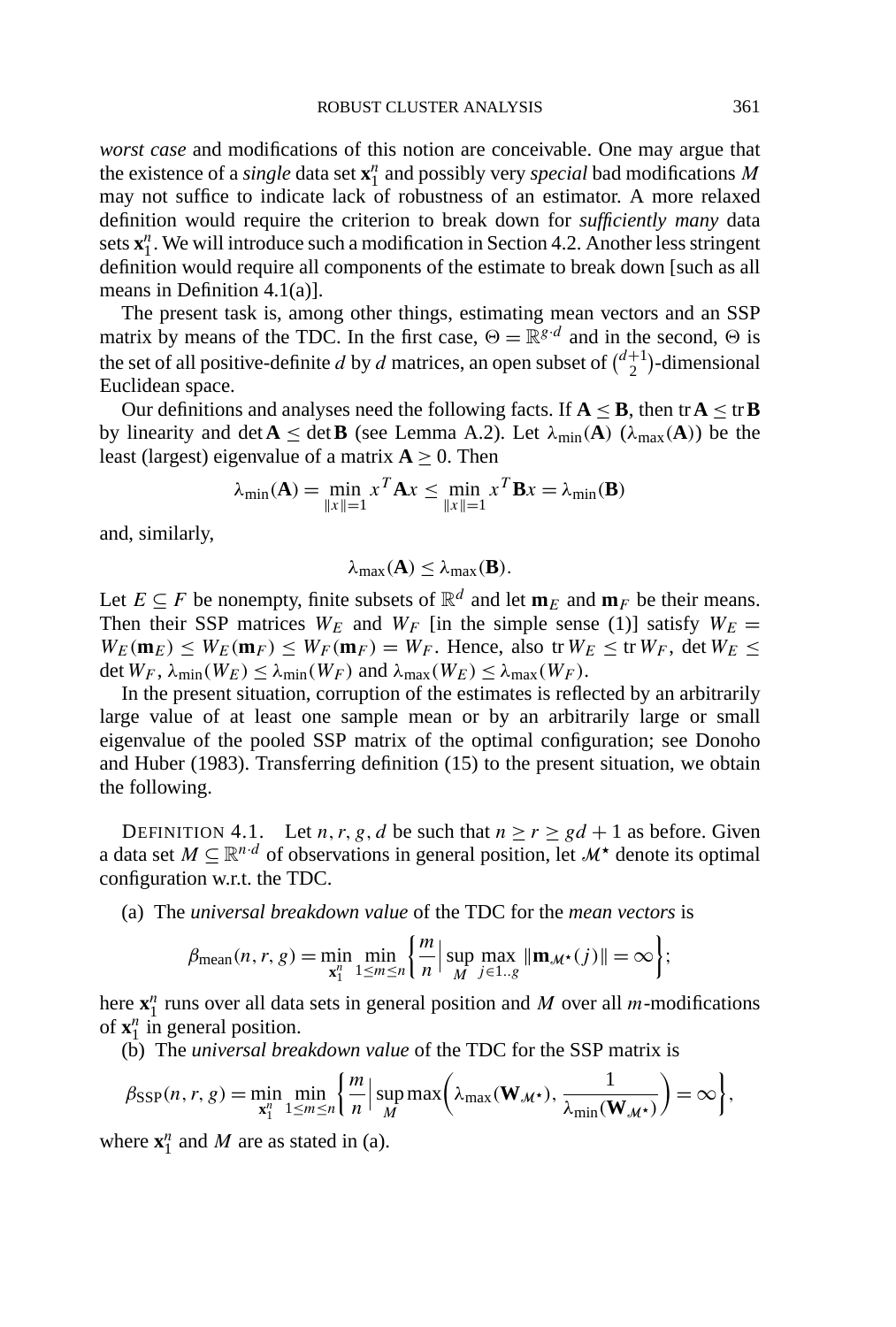*worst case* and modifications of this notion are conceivable. One may argue that the existence of a *single* data set $\mathbf{x}_1^n$ and possibly very *special* bad modifications $M$ may not suffice to indicate lack of robustness of an estimator. A more relaxed definition would require the criterion to break down for *sufficiently many* data sets $\mathbf{x}_1^n$. We will introduce such a modification in Section 4.2. Another less stringent definition would require all components of the estimate to break down [such as all means in Definition 4.1(a)].

The present task is, among other things, estimating mean vectors and an SSP matrix by means of the TDC. In the first case, $\Theta = \mathbb{R}^{g \cdot d}$ and in the second, $\Theta$ is the set of all positive-definite $d$ by $d$ matrices, an open subset of $\binom{d+1}{2}$-dimensional Euclidean space.

Our definitions and analyses need the following facts. If $\mathbf{A} \leq \mathbf{B}$, then $\operatorname{tr} \mathbf{A} \leq \operatorname{tr} \mathbf{B}$ by linearity and $\det \mathbf{A} \leq \det \mathbf{B}$ (see Lemma A.2). Let $\lambda_{\min}(\mathbf{A})$ ($\lambda_{\max}(\mathbf{A})$) be the least (largest) eigenvalue of a matrix $\mathbf{A} \geq 0$. Then

$$\lambda_{\min}(\mathbf{A}) = \min_{\|x\|=1} x^T \mathbf{A} x \leq \min_{\|x\|=1} x^T \mathbf{B} x = \lambda_{\min}(\mathbf{B})$$

and, similarly,

$$\lambda_{\max}(\mathbf{A}) \leq \lambda_{\max}(\mathbf{B}).$$

Let $E \subseteq F$ be nonempty, finite subsets of $\mathbb{R}^d$ and let $\mathbf{m}_E$ and $\mathbf{m}_F$ be their means. Then their SSP matrices $W_E$ and $W_F$ [in the simple sense (1)] satisfy $W_E = W_E(\mathbf{m}_E) \leq W_E(\mathbf{m}_F) \leq W_F(\mathbf{m}_F) = W_F$. Hence, also $\operatorname{tr} W_E \leq \operatorname{tr} W_F$, $\det W_E \leq \det W_F$, $\lambda_{\min}(W_E) \leq \lambda_{\min}(W_F)$ and $\lambda_{\max}(W_E) \leq \lambda_{\max}(W_F)$.

In the present situation, corruption of the estimates is reflected by an arbitrarily large value of at least one sample mean or by an arbitrarily large or small eigenvalue of the pooled SSP matrix of the optimal configuration; see Donoho and Huber (1983). Transferring definition (15) to the present situation, we obtain the following.

DEFINITION 4.1. Let $n, r, g, d$ be such that $n \geq r \geq gd + 1$ as before. Given a data set $M \subseteq \mathbb{R}^{n \cdot d}$ of observations in general position, let $\mathcal{M}^\star$ denote its optimal configuration w.r.t. the TDC.

(a) The *universal breakdown value* of the TDC for the *mean vectors* is

$$\beta_{\text{mean}}(n, r, g) = \min_{\mathbf{x}_1^n} \min_{1 \leq m \leq n} \left\{ \frac{m}{n} \Big| \sup_M \max_{j \in 1..g} \|\mathbf{m}_{\mathcal{M}^\star}(j)\| = \infty \right\};$$

here $\mathbf{x}_1^n$ runs over all data sets in general position and $M$ over all $m$-modifications of $\mathbf{x}_1^n$ in general position.

(b) The *universal breakdown value* of the TDC for the SSP matrix is

$$\beta_{\text{SSP}}(n, r, g) = \min_{\mathbf{x}_1^n} \min_{1 \leq m \leq n} \left\{ \frac{m}{n} \Big| \sup_M \max\left( \lambda_{\max}(\mathbf{W}_{\mathcal{M}^\star}), \frac{1}{\lambda_{\min}(\mathbf{W}_{\mathcal{M}^\star})} \right) = \infty \right\},$$

where $\mathbf{x}_1^n$ and $M$ are as stated in (a).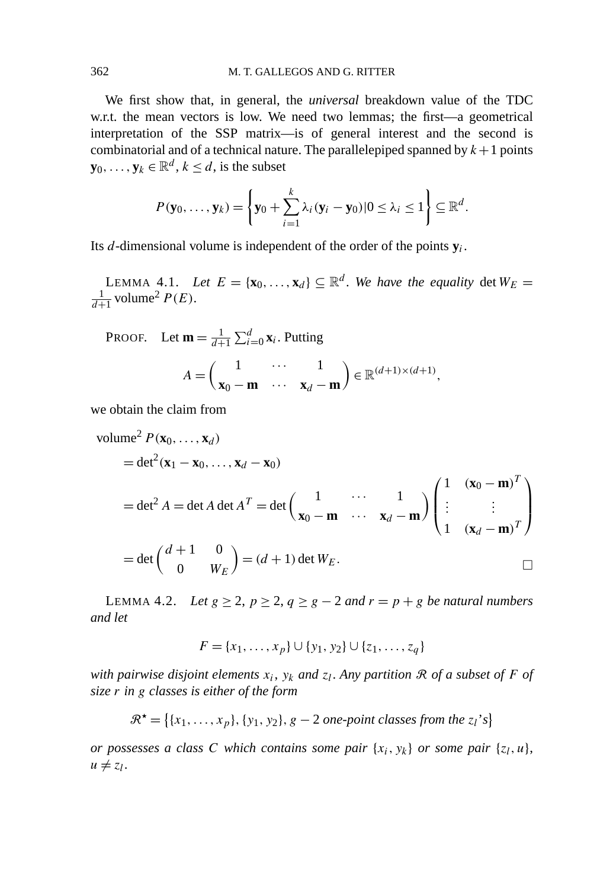We first show that, in general, the *universal* breakdown value of the TDC w.r.t. the mean vectors is low. We need two lemmas; the first—a geometrical interpretation of the SSP matrix—is of general interest and the second is combinatorial and of a technical nature. The parallelepiped spanned by $k+1$ points $\mathbf{y}_0, \ldots, \mathbf{y}_k \in \mathbb{R}^d$, $k \le d$, is the subset

$$P(\mathbf{y}_0, \ldots, \mathbf{y}_k) = \left\{ \mathbf{y}_0 + \sum_{i=1}^{k} \lambda_i (\mathbf{y}_i - \mathbf{y}_0) | 0 \le \lambda_i \le 1 \right\} \subseteq \mathbb{R}^d.$$

Its $d$-dimensional volume is independent of the order of the points $\mathbf{y}_i$.

LEMMA 4.1. *Let $E = \{\mathbf{x}_0, \ldots, \mathbf{x}_d\} \subseteq \mathbb{R}^d$. We have the equality* $\det W_E = \frac{1}{d+1} \operatorname{volume}^2 P(E)$.

PROOF. Let $\mathbf{m} = \frac{1}{d+1} \sum_{i=0}^{d} \mathbf{x}_i$. Putting

$$A = \begin{pmatrix} 1 & \cdots & 1 \\ \mathbf{x}_0 - \mathbf{m} & \cdots & \mathbf{x}_d - \mathbf{m} \end{pmatrix} \in \mathbb{R}^{(d+1)\times(d+1)},$$

we obtain the claim from

$$\begin{aligned}
&\operatorname{volume}^2 P(\mathbf{x}_0, \ldots, \mathbf{x}_d) \\
&\quad = \det{}^2(\mathbf{x}_1 - \mathbf{x}_0, \ldots, \mathbf{x}_d - \mathbf{x}_0) \\
&\quad = \det{}^2 A = \det A \det A^T = \det \begin{pmatrix} 1 & \cdots & 1 \\ \mathbf{x}_0 - \mathbf{m} & \cdots & \mathbf{x}_d - \mathbf{m} \end{pmatrix} \begin{pmatrix} 1 & (\mathbf{x}_0 - \mathbf{m})^T \\ \vdots & \vdots \\ 1 & (\mathbf{x}_d - \mathbf{m})^T \end{pmatrix} \\
&\quad = \det \begin{pmatrix} d+1 & 0 \\ 0 & W_E \end{pmatrix} = (d+1) \det W_E.
\end{aligned}$$

$\square$

LEMMA 4.2. *Let $g \ge 2$, $p \ge 2$, $q \ge g-2$ and $r = p+g$ be natural numbers and let*

$$F = \{x_1, \ldots, x_p\} \cup \{y_1, y_2\} \cup \{z_1, \ldots, z_q\}$$

*with pairwise disjoint elements $x_i$, $y_k$ and $z_l$. Any partition $\mathcal{R}$ of a subset of $F$ of size $r$ in $g$ classes is either of the form*

$$\mathcal{R}^\star = \{\{x_1, \ldots, x_p\}, \{y_1, y_2\}, g-2 \text{ one-point classes from the } z_l\text{'s}\}$$

*or possesses a class $C$ which contains some pair $\{x_i, y_k\}$ or some pair $\{z_l, u\}$, $u \ne z_l$.*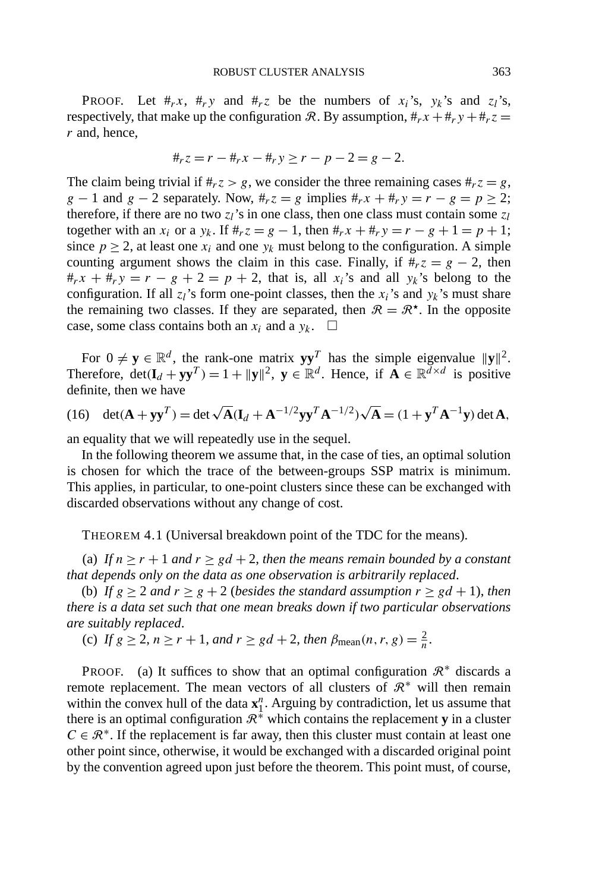PROOF. Let $\#_r x$, $\#_r y$ and $\#_r z$ be the numbers of $x_i$'s, $y_k$'s and $z_l$'s, respectively, that make up the configuration $\mathcal{R}$. By assumption, $\#_r x + \#_r y + \#_r z = r$ and, hence,

$$\#_r z = r - \#_r x - \#_r y \geq r - p - 2 = g - 2.$$

The claim being trivial if $\#_r z > g$, we consider the three remaining cases $\#_r z = g$, $g - 1$ and $g - 2$ separately. Now, $\#_r z = g$ implies $\#_r x + \#_r y = r - g = p \geq 2$; therefore, if there are no two $z_l$'s in one class, then one class must contain some $z_l$ together with an $x_i$ or a $y_k$. If $\#_r z = g - 1$, then $\#_r x + \#_r y = r - g + 1 = p + 1$; since $p \geq 2$, at least one $x_i$ and one $y_k$ must belong to the configuration. A simple counting argument shows the claim in this case. Finally, if $\#_r z = g - 2$, then $\#_r x + \#_r y = r - g + 2 = p + 2$, that is, all $x_i$'s and all $y_k$'s belong to the configuration. If all $z_l$'s form one-point classes, then the $x_i$'s and $y_k$'s must share the remaining two classes. If they are separated, then $\mathcal{R} = \mathcal{R}^\star$. In the opposite case, some class contains both an $x_i$ and a $y_k$. $\square$

For $0 \neq \mathbf{y} \in \mathbb{R}^d$, the rank-one matrix $\mathbf{y}\mathbf{y}^T$ has the simple eigenvalue $\|\mathbf{y}\|^2$. Therefore, $\det(\mathbf{I}_d + \mathbf{y}\mathbf{y}^T) = 1 + \|\mathbf{y}\|^2$, $\mathbf{y} \in \mathbb{R}^d$. Hence, if $\mathbf{A} \in \mathbb{R}^{d \times d}$ is positive definite, then we have

$$\det(\mathbf{A} + \mathbf{y}\mathbf{y}^T) = \det \sqrt{\mathbf{A}}(\mathbf{I}_d + \mathbf{A}^{-1/2}\mathbf{y}\mathbf{y}^T\mathbf{A}^{-1/2})\sqrt{\mathbf{A}} = (1 + \mathbf{y}^T\mathbf{A}^{-1}\mathbf{y}) \det \mathbf{A}, \tag{16}$$

an equality that we will repeatedly use in the sequel.

In the following theorem we assume that, in the case of ties, an optimal solution is chosen for which the trace of the between-groups SSP matrix is minimum. This applies, in particular, to one-point clusters since these can be exchanged with discarded observations without any change of cost.

THEOREM 4.1 (Universal breakdown point of the TDC for the means).

(a) *If $n \geq r + 1$ and $r \geq gd + 2$, then the means remain bounded by a constant that depends only on the data as one observation is arbitrarily replaced.*

(b) *If $g \geq 2$ and $r \geq g + 2$ (besides the standard assumption $r \geq gd + 1$), then there is a data set such that one mean breaks down if two particular observations are suitably replaced.*

(c) *If $g \geq 2$, $n \geq r + 1$, and $r \geq gd + 2$, then $\beta_{\text{mean}}(n, r, g) = \frac{2}{n}$.*

PROOF. (a) It suffices to show that an optimal configuration $\mathcal{R}^*$ discards a remote replacement. The mean vectors of all clusters of $\mathcal{R}^*$ will then remain within the convex hull of the data $\mathbf{x}_1^n$. Arguing by contradiction, let us assume that there is an optimal configuration $\mathcal{R}^*$ which contains the replacement $\mathbf{y}$ in a cluster $C \in \mathcal{R}^*$. If the replacement is far away, then this cluster must contain at least one other point since, otherwise, it would be exchanged with a discarded original point by the convention agreed upon just before the theorem. This point must, of course,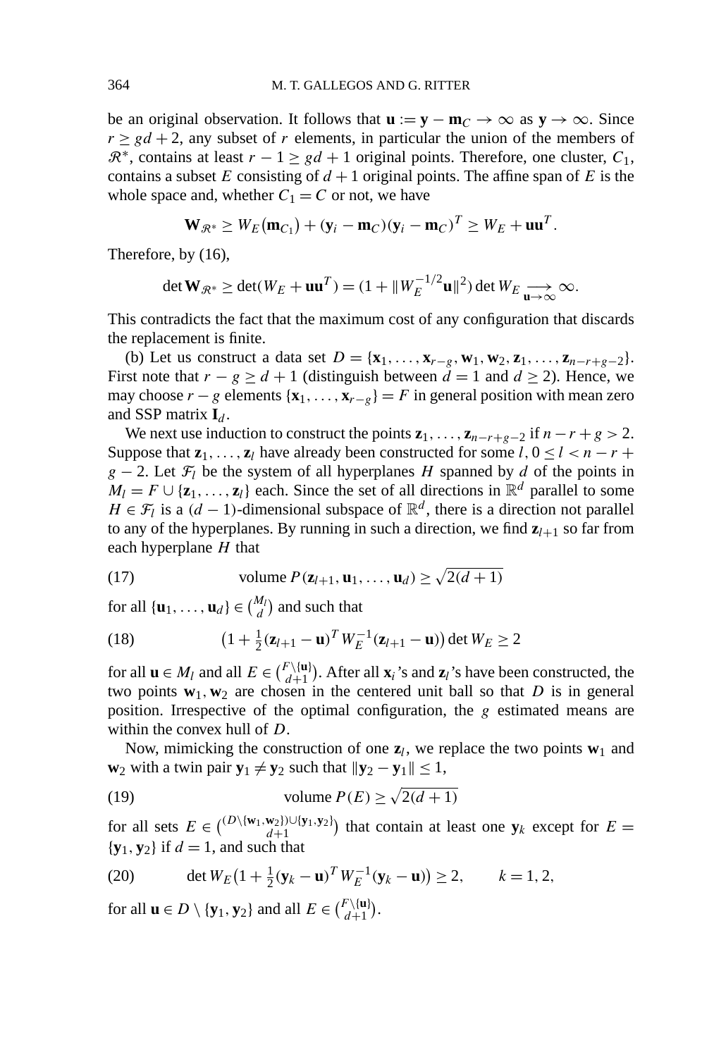be an original observation. It follows that $\mathbf{u} := \mathbf{y} - \mathbf{m}_C \to \infty$ as $\mathbf{y} \to \infty$. Since $r \geq gd + 2$, any subset of $r$ elements, in particular the union of the members of $\mathcal{R}^*$, contains at least $r - 1 \geq gd + 1$ original points. Therefore, one cluster, $C_1$, contains a subset $E$ consisting of $d + 1$ original points. The affine span of $E$ is the whole space and, whether $C_1 = C$ or not, we have

$$\mathbf{W}_{\mathcal{R}^*} \geq W_E(\mathbf{m}_{C_1}) + (\mathbf{y}_i - \mathbf{m}_C)(\mathbf{y}_i - \mathbf{m}_C)^T \geq W_E + \mathbf{u}\mathbf{u}^T.$$

Therefore, by (16),

$$\det \mathbf{W}_{\mathcal{R}^*} \geq \det(W_E + \mathbf{u}\mathbf{u}^T) = (1 + \|W_E^{-1/2}\mathbf{u}\|^2) \det W_E \underset{\mathbf{u} \to \infty}{\longrightarrow} \infty.$$

This contradicts the fact that the maximum cost of any configuration that discards the replacement is finite.

(b) Let us construct a data set $D = \{\mathbf{x}_1, \ldots, \mathbf{x}_{r-g}, \mathbf{w}_1, \mathbf{w}_2, \mathbf{z}_1, \ldots, \mathbf{z}_{n-r+g-2}\}$. First note that $r - g \geq d + 1$ (distinguish between $d = 1$ and $d \geq 2$). Hence, we may choose $r - g$ elements $\{\mathbf{x}_1, \ldots, \mathbf{x}_{r-g}\} = F$ in general position with mean zero and SSP matrix $\mathbf{I}_d$.

We next use induction to construct the points $\mathbf{z}_1, \ldots, \mathbf{z}_{n-r+g-2}$ if $n - r + g > 2$. Suppose that $\mathbf{z}_1, \ldots, \mathbf{z}_l$ have already been constructed for some $l$, $0 \leq l < n - r + g - 2$. Let $\mathcal{F}_l$ be the system of all hyperplanes $H$ spanned by $d$ of the points in $M_l = F \cup \{\mathbf{z}_1, \ldots, \mathbf{z}_l\}$ each. Since the set of all directions in $\mathbb{R}^d$ parallel to some $H \in \mathcal{F}_l$ is a $(d-1)$-dimensional subspace of $\mathbb{R}^d$, there is a direction not parallel to any of the hyperplanes. By running in such a direction, we find $\mathbf{z}_{l+1}$ so far from each hyperplane $H$ that

$$\text{volume } P(\mathbf{z}_{l+1}, \mathbf{u}_1, \ldots, \mathbf{u}_d) \geq \sqrt{2(d+1)} \tag{17}$$

for all $\{\mathbf{u}_1, \ldots, \mathbf{u}_d\} \in \binom{M_l}{d}$ and such that

$$\big(1 + \tfrac{1}{2}(\mathbf{z}_{l+1} - \mathbf{u})^T W_E^{-1}(\mathbf{z}_{l+1} - \mathbf{u})\big) \det W_E \geq 2 \tag{18}$$

for all $\mathbf{u} \in M_l$ and all $E \in \binom{F \setminus \{\mathbf{u}\}}{d+1}$. After all $\mathbf{x}_i$'s and $\mathbf{z}_l$'s have been constructed, the two points $\mathbf{w}_1, \mathbf{w}_2$ are chosen in the centered unit ball so that $D$ is in general position. Irrespective of the optimal configuration, the $g$ estimated means are within the convex hull of $D$.

Now, mimicking the construction of one $\mathbf{z}_l$, we replace the two points $\mathbf{w}_1$ and $\mathbf{w}_2$ with a twin pair $\mathbf{y}_1 \neq \mathbf{y}_2$ such that $\|\mathbf{y}_2 - \mathbf{y}_1\| \leq 1$,

$$\text{volume } P(E) \geq \sqrt{2(d+1)} \tag{19}$$

for all sets $E \in \binom{(D \setminus \{\mathbf{w}_1, \mathbf{w}_2\}) \cup \{\mathbf{y}_1, \mathbf{y}_2\}}{d+1}$ that contain at least one $\mathbf{y}_k$ except for $E = \{\mathbf{y}_1, \mathbf{y}_2\}$ if $d = 1$, and such that

$$\det W_E\big(1 + \tfrac{1}{2}(\mathbf{y}_k - \mathbf{u})^T W_E^{-1}(\mathbf{y}_k - \mathbf{u})\big) \geq 2, \qquad k = 1, 2, \tag{20}$$

for all $\mathbf{u} \in D \setminus \{\mathbf{y}_1, \mathbf{y}_2\}$ and all $E \in \binom{F \setminus \{\mathbf{u}\}}{d+1}$.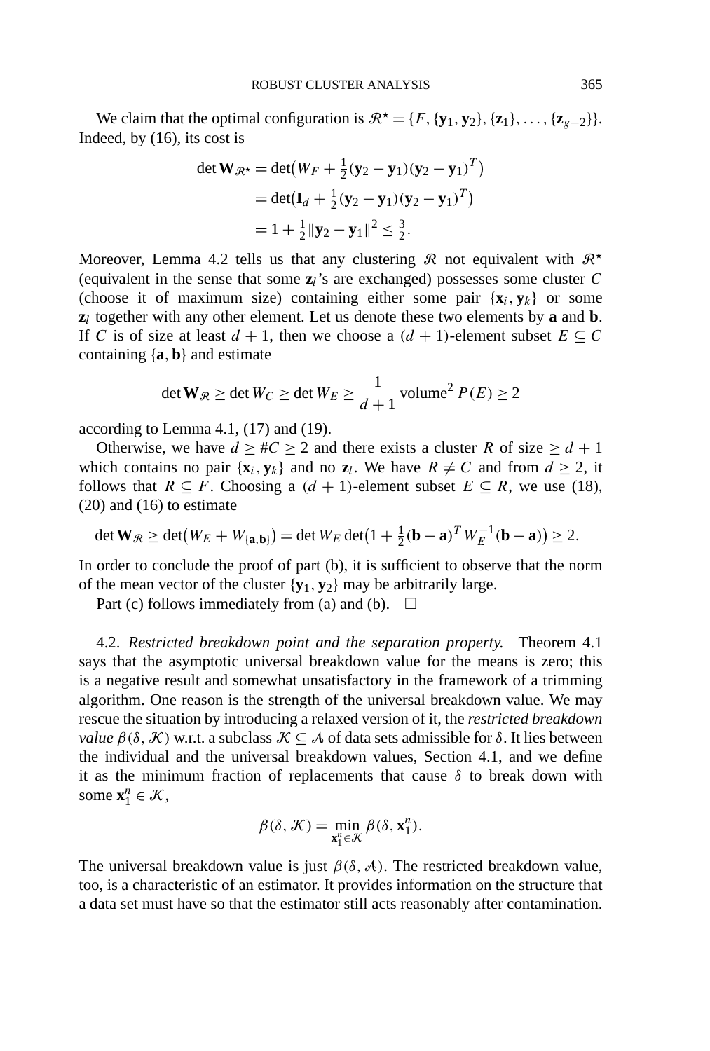We claim that the optimal configuration is $\mathcal{R}^\star = \{F, \{\mathbf{y}_1, \mathbf{y}_2\}, \{\mathbf{z}_1\}, \dots, \{\mathbf{z}_{g-2}\}\}$. Indeed, by (16), its cost is

$$
\begin{aligned}
\det \mathbf{W}_{\mathcal{R}^\star} &= \det\bigl(W_F + \tfrac{1}{2}(\mathbf{y}_2 - \mathbf{y}_1)(\mathbf{y}_2 - \mathbf{y}_1)^T\bigr) \\
&= \det\bigl(\mathbf{I}_d + \tfrac{1}{2}(\mathbf{y}_2 - \mathbf{y}_1)(\mathbf{y}_2 - \mathbf{y}_1)^T\bigr) \\
&= 1 + \tfrac{1}{2}\|\mathbf{y}_2 - \mathbf{y}_1\|^2 \le \tfrac{3}{2}.
\end{aligned}
$$

Moreover, Lemma 4.2 tells us that any clustering $\mathcal{R}$ not equivalent with $\mathcal{R}^\star$ (equivalent in the sense that some $\mathbf{z}_l$'s are exchanged) possesses some cluster $C$ (choose it of maximum size) containing either some pair $\{\mathbf{x}_i, \mathbf{y}_k\}$ or some $\mathbf{z}_l$ together with any other element. Let us denote these two elements by $\mathbf{a}$ and $\mathbf{b}$. If $C$ is of size at least $d+1$, then we choose a $(d+1)$-element subset $E \subseteq C$ containing $\{\mathbf{a}, \mathbf{b}\}$ and estimate

$$
\det \mathbf{W}_{\mathcal{R}} \ge \det W_C \ge \det W_E \ge \frac{1}{d+1} \operatorname{volume}^2 P(E) \ge 2
$$

according to Lemma 4.1, (17) and (19).

Otherwise, we have $d \ge \#C \ge 2$ and there exists a cluster $R$ of size $\ge d+1$ which contains no pair $\{\mathbf{x}_i, \mathbf{y}_k\}$ and no $\mathbf{z}_l$. We have $R \ne C$ and from $d \ge 2$, it follows that $R \subseteq F$. Choosing a $(d+1)$-element subset $E \subseteq R$, we use (18), (20) and (16) to estimate

$$
\det \mathbf{W}_{\mathcal{R}} \ge \det\bigl(W_E + W_{\{\mathbf{a},\mathbf{b}\}}\bigr) = \det W_E \det\bigl(1 + \tfrac{1}{2}(\mathbf{b} - \mathbf{a})^T W_E^{-1}(\mathbf{b} - \mathbf{a})\bigr) \ge 2.
$$

In order to conclude the proof of part (b), it is sufficient to observe that the norm of the mean vector of the cluster $\{\mathbf{y}_1, \mathbf{y}_2\}$ may be arbitrarily large.

Part (c) follows immediately from (a) and (b). $\square$

4.2. *Restricted breakdown point and the separation property.* Theorem 4.1 says that the asymptotic universal breakdown value for the means is zero; this is a negative result and somewhat unsatisfactory in the framework of a trimming algorithm. One reason is the strength of the universal breakdown value. We may rescue the situation by introducing a relaxed version of it, the *restricted breakdown value* $\beta(\delta, \mathcal{K})$ w.r.t. a subclass $\mathcal{K} \subseteq \mathcal{A}$ of data sets admissible for $\delta$. It lies between the individual and the universal breakdown values, Section 4.1, and we define it as the minimum fraction of replacements that cause $\delta$ to break down with some $\mathbf{x}_1^n \in \mathcal{K}$,

$$
\beta(\delta, \mathcal{K}) = \min_{\mathbf{x}_1^n \in \mathcal{K}} \beta(\delta, \mathbf{x}_1^n).
$$

The universal breakdown value is just $\beta(\delta, \mathcal{A})$. The restricted breakdown value, too, is a characteristic of an estimator. It provides information on the structure that a data set must have so that the estimator still acts reasonably after contamination.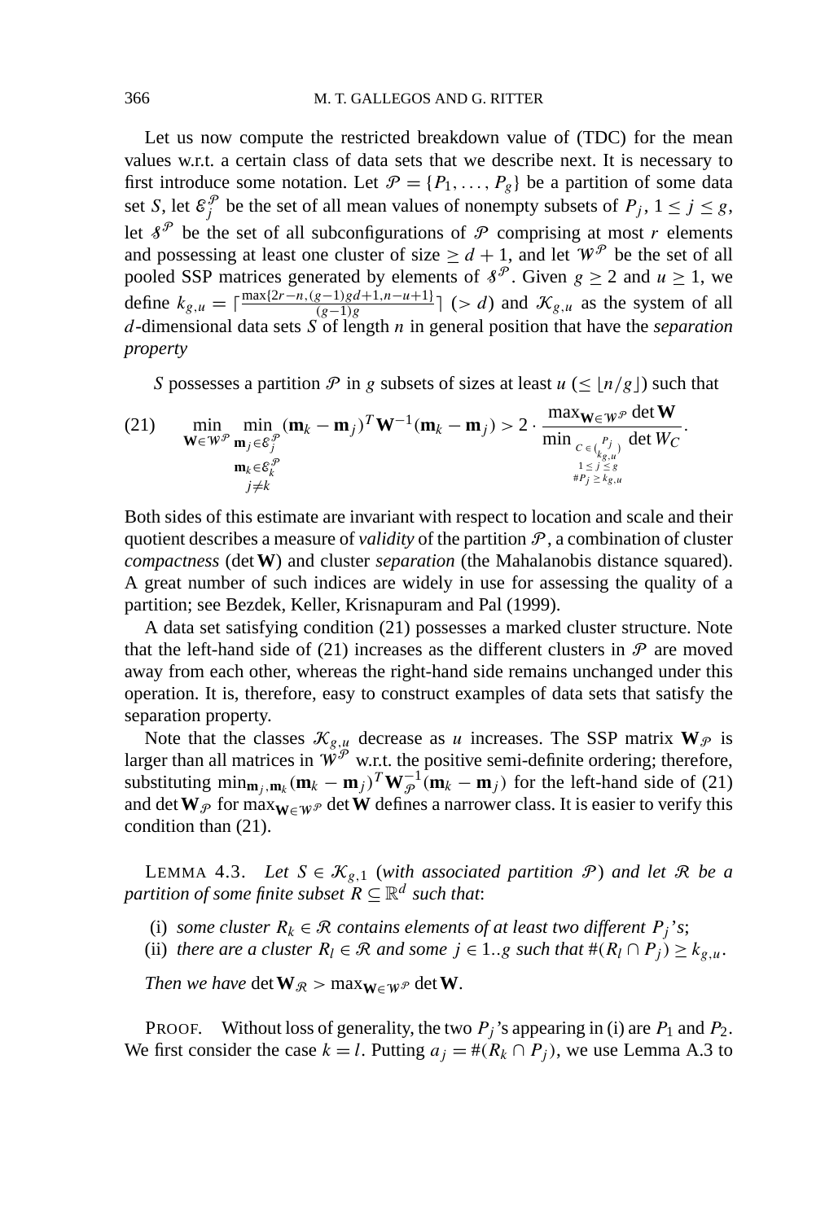Let us now compute the restricted breakdown value of (TDC) for the mean values w.r.t. a certain class of data sets that we describe next. It is necessary to first introduce some notation. Let $\mathcal{P} = \{P_1, \ldots, P_g\}$ be a partition of some data set $S$, let $\mathcal{E}_j^{\mathcal{P}}$ be the set of all mean values of nonempty subsets of $P_j$, $1 \leq j \leq g$, let $\mathcal{S}^{\mathcal{P}}$ be the set of all subconfigurations of $\mathcal{P}$ comprising at most $r$ elements and possessing at least one cluster of size $\geq d+1$, and let $\mathcal{W}^{\mathcal{P}}$ be the set of all pooled SSP matrices generated by elements of $\mathcal{S}^{\mathcal{P}}$. Given $g \geq 2$ and $u \geq 1$, we define $k_{g,u} = \lceil \frac{\max\{2r-n,(g-1)gd+1,n-u+1\}}{(g-1)g} \rceil$ $(> d)$ and $\mathcal{K}_{g,u}$ as the system of all $d$-dimensional data sets $S$ of length $n$ in general position that have the *separation property*

$S$ possesses a partition $\mathcal{P}$ in $g$ subsets of sizes at least $u$ $(\leq \lfloor n/g \rfloor)$ such that

$$
\min_{\mathbf{W} \in \mathcal{W}^{\mathcal{P}}} \min_{\substack{\mathbf{m}_j \in \mathcal{E}_j^{\mathcal{P}} \\ \mathbf{m}_k \in \mathcal{E}_k^{\mathcal{P}} \\ j \neq k}} (\mathbf{m}_k - \mathbf{m}_j)^T \mathbf{W}^{-1} (\mathbf{m}_k - \mathbf{m}_j) > 2 \cdot \frac{\max_{\mathbf{W} \in \mathcal{W}^{\mathcal{P}}} \det \mathbf{W}}{\min_{\substack{C \in \binom{P_j}{k_{g,u}} \\ 1 \leq j \leq g \\ \#P_j \geq k_{g,u}}} \det W_C}. \tag{21}
$$

Both sides of this estimate are invariant with respect to location and scale and their quotient describes a measure of *validity* of the partition $\mathcal{P}$, a combination of cluster *compactness* ($\det \mathbf{W}$) and cluster *separation* (the Mahalanobis distance squared). A great number of such indices are widely in use for assessing the quality of a partition; see Bezdek, Keller, Krisnapuram and Pal (1999).

A data set satisfying condition (21) possesses a marked cluster structure. Note that the left-hand side of (21) increases as the different clusters in $\mathcal{P}$ are moved away from each other, whereas the right-hand side remains unchanged under this operation. It is, therefore, easy to construct examples of data sets that satisfy the separation property.

Note that the classes $\mathcal{K}_{g,u}$ decrease as $u$ increases. The SSP matrix $\mathbf{W}_{\mathcal{P}}$ is larger than all matrices in $\mathcal{W}^{\mathcal{P}}$ w.r.t. the positive semi-definite ordering; therefore, substituting $\min_{\mathbf{m}_j,\mathbf{m}_k} (\mathbf{m}_k - \mathbf{m}_j)^T \mathbf{W}_{\mathcal{P}}^{-1} (\mathbf{m}_k - \mathbf{m}_j)$ for the left-hand side of (21) and $\det \mathbf{W}_{\mathcal{P}}$ for $\max_{\mathbf{W} \in \mathcal{W}^{\mathcal{P}}} \det \mathbf{W}$ defines a narrower class. It is easier to verify this condition than (21).

LEMMA 4.3. *Let $S \in \mathcal{K}_{g,1}$ (with associated partition $\mathcal{P}$) and let $\mathcal{R}$ be a partition of some finite subset $R \subseteq \mathbb{R}^d$ such that*:

(i) *some cluster $R_k \in \mathcal{R}$ contains elements of at least two different $P_j$'s*;
(ii) *there are a cluster $R_l \in \mathcal{R}$ and some $j \in 1..g$ such that $\#(R_l \cap P_j) \geq k_{g,u}$.*

*Then we have* $\det \mathbf{W}_{\mathcal{R}} > \max_{\mathbf{W} \in \mathcal{W}^{\mathcal{P}}} \det \mathbf{W}$.

PROOF. Without loss of generality, the two $P_j$'s appearing in (i) are $P_1$ and $P_2$. We first consider the case $k = l$. Putting $a_j = \#(R_k \cap P_j)$, we use Lemma A.3 to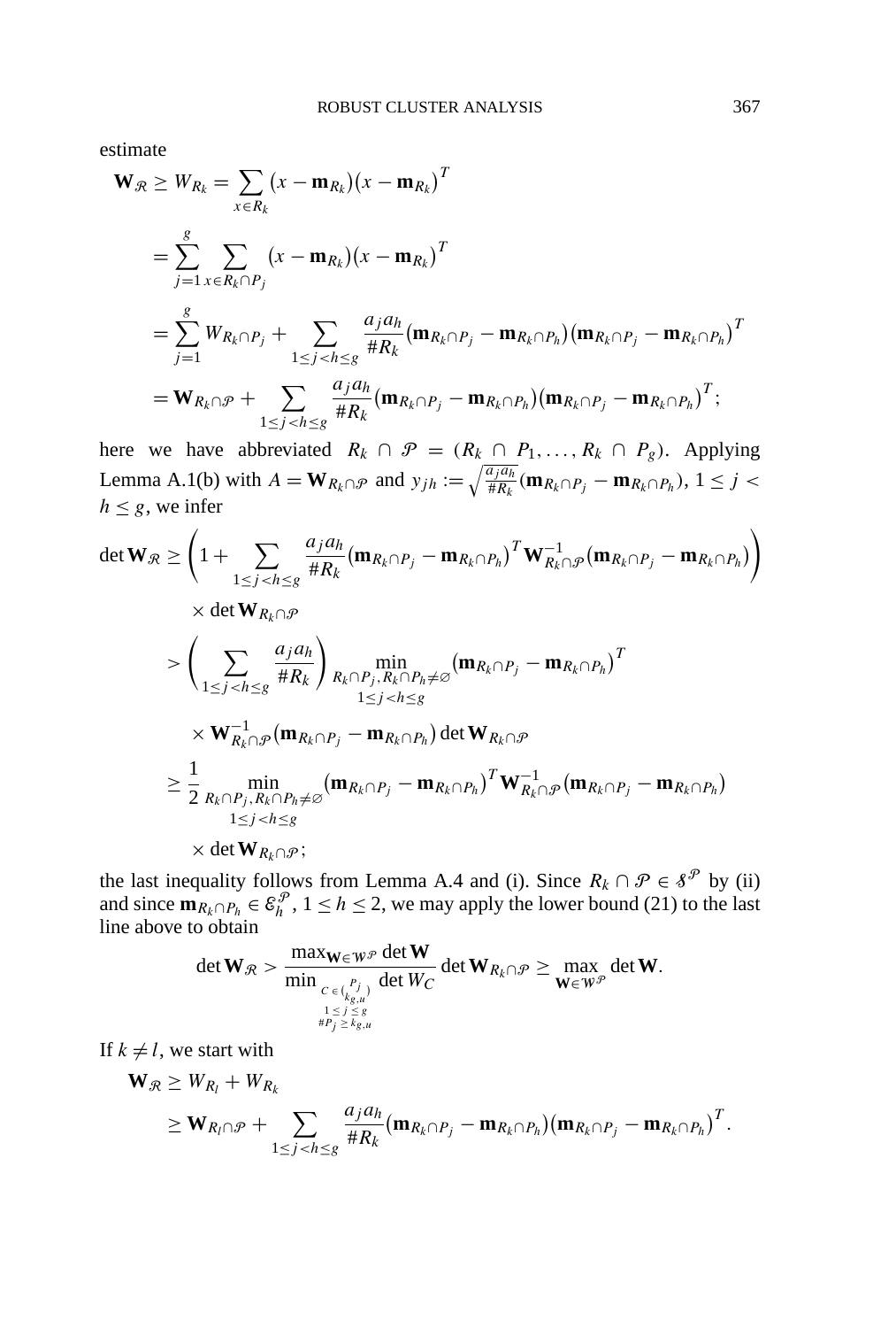estimate

$$
\begin{aligned}
\mathbf{W}_{\mathcal{R}} \geq W_{R_k} &= \sum_{x \in R_k} (x - \mathbf{m}_{R_k})(x - \mathbf{m}_{R_k})^T \\
&= \sum_{j=1}^{g} \sum_{x \in R_k \cap P_j} (x - \mathbf{m}_{R_k})(x - \mathbf{m}_{R_k})^T \\
&= \sum_{j=1}^{g} W_{R_k \cap P_j} + \sum_{1 \leq j < h \leq g} \frac{a_j a_h}{\# R_k} (\mathbf{m}_{R_k \cap P_j} - \mathbf{m}_{R_k \cap P_h})(\mathbf{m}_{R_k \cap P_j} - \mathbf{m}_{R_k \cap P_h})^T \\
&= \mathbf{W}_{R_k \cap \mathcal{P}} + \sum_{1 \leq j < h \leq g} \frac{a_j a_h}{\# R_k} (\mathbf{m}_{R_k \cap P_j} - \mathbf{m}_{R_k \cap P_h})(\mathbf{m}_{R_k \cap P_j} - \mathbf{m}_{R_k \cap P_h})^T;
\end{aligned}
$$

here we have abbreviated $R_k \cap \mathcal{P} = (R_k \cap P_1, \ldots, R_k \cap P_g)$. Applying Lemma A.1(b) with $A = \mathbf{W}_{R_k \cap \mathcal{P}}$ and $y_{jh} := \sqrt{\frac{a_j a_h}{\# R_k}} (\mathbf{m}_{R_k \cap P_j} - \mathbf{m}_{R_k \cap P_h})$, $1 \leq j < h \leq g$, we infer

$$
\begin{aligned}
\det \mathbf{W}_{\mathcal{R}} &\geq \left(1 + \sum_{1 \leq j < h \leq g} \frac{a_j a_h}{\# R_k} (\mathbf{m}_{R_k \cap P_j} - \mathbf{m}_{R_k \cap P_h})^T \mathbf{W}_{R_k \cap \mathcal{P}}^{-1} (\mathbf{m}_{R_k \cap P_j} - \mathbf{m}_{R_k \cap P_h})\right) \\
&\quad \times \det \mathbf{W}_{R_k \cap \mathcal{P}} \\
&> \left(\sum_{1 \leq j < h \leq g} \frac{a_j a_h}{\# R_k}\right) \min_{\substack{R_k \cap P_j, R_k \cap P_h \neq \varnothing \\ 1 \leq j < h \leq g}} (\mathbf{m}_{R_k \cap P_j} - \mathbf{m}_{R_k \cap P_h})^T \\
&\quad \times \mathbf{W}_{R_k \cap \mathcal{P}}^{-1} (\mathbf{m}_{R_k \cap P_j} - \mathbf{m}_{R_k \cap P_h}) \det \mathbf{W}_{R_k \cap \mathcal{P}} \\
&\geq \frac{1}{2} \min_{\substack{R_k \cap P_j, R_k \cap P_h \neq \varnothing \\ 1 \leq j < h \leq g}} (\mathbf{m}_{R_k \cap P_j} - \mathbf{m}_{R_k \cap P_h})^T \mathbf{W}_{R_k \cap \mathcal{P}}^{-1} (\mathbf{m}_{R_k \cap P_j} - \mathbf{m}_{R_k \cap P_h}) \\
&\quad \times \det \mathbf{W}_{R_k \cap \mathcal{P}};
\end{aligned}
$$

the last inequality follows from Lemma A.4 and (i). Since $R_k \cap \mathcal{P} \in \mathcal{S}^{\mathcal{P}}$ by (ii) and since $\mathbf{m}_{R_k \cap P_h} \in \mathcal{E}_h^{\mathcal{P}}$, $1 \leq h \leq 2$, we may apply the lower bound (21) to the last line above to obtain

$$
\det \mathbf{W}_{\mathcal{R}} > \frac{\max_{\mathbf{W} \in \mathcal{W}^{\mathcal{P}}} \det \mathbf{W}}{\min_{\substack{C \in \binom{P_j}{k_{g,u}} \\ 1 \leq j \leq g \\ \# P_j \geq k_{g,u}}} \det W_C} \det \mathbf{W}_{R_k \cap \mathcal{P}} \geq \max_{\mathbf{W} \in \mathcal{W}^{\mathcal{P}}} \det \mathbf{W}.
$$

If $k \neq l$, we start with

$$
\begin{aligned}
\mathbf{W}_{\mathcal{R}} &\geq W_{R_l} + W_{R_k} \\
&\geq \mathbf{W}_{R_l \cap \mathcal{P}} + \sum_{1 \leq j < h \leq g} \frac{a_j a_h}{\# R_k} (\mathbf{m}_{R_k \cap P_j} - \mathbf{m}_{R_k \cap P_h})(\mathbf{m}_{R_k \cap P_j} - \mathbf{m}_{R_k \cap P_h})^T.
\end{aligned}
$$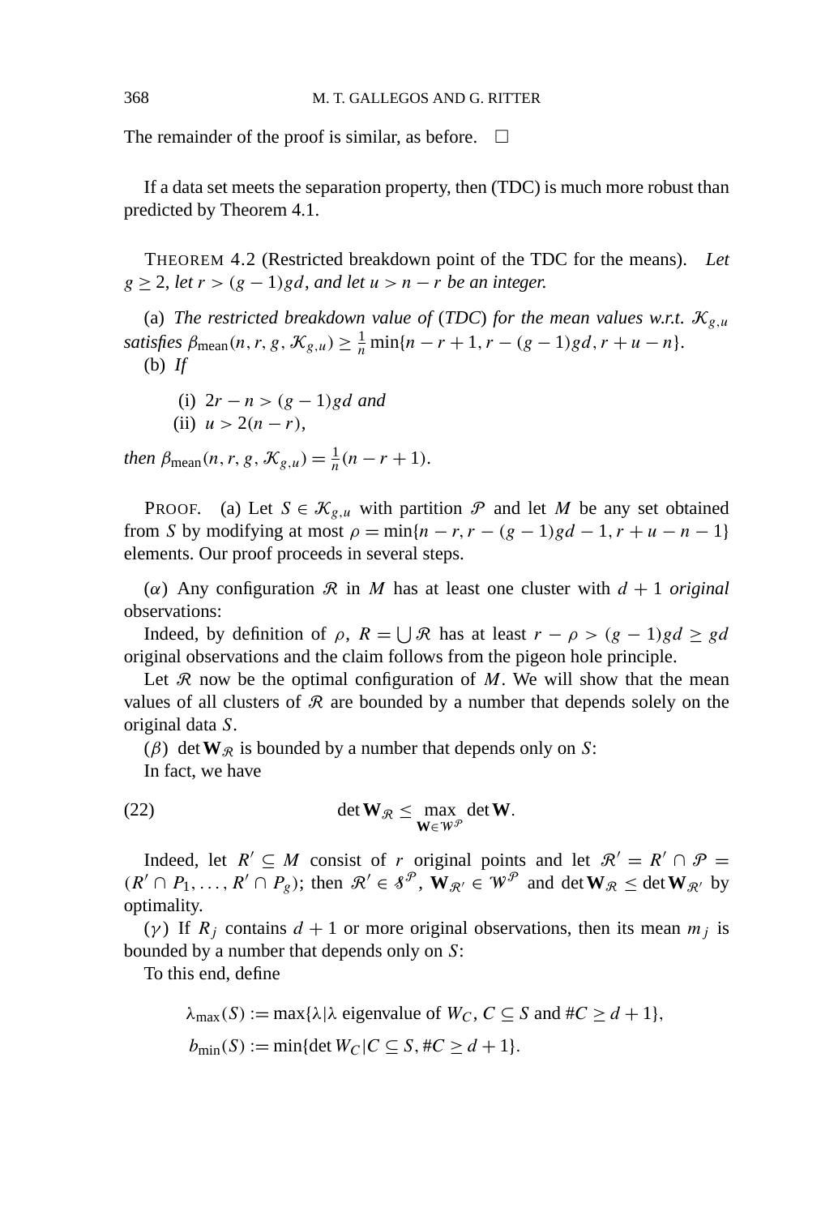The remainder of the proof is similar, as before. □

If a data set meets the separation property, then (TDC) is much more robust than predicted by Theorem 4.1.

THEOREM 4.2 (Restricted breakdown point of the TDC for the means). *Let $g \geq 2$, let $r > (g-1)gd$, and let $u > n - r$ be an integer.*

(a) *The restricted breakdown value of* (*TDC*) *for the mean values w.r.t.* $\mathcal{K}_{g,u}$ *satisfies* $\beta_{\text{mean}}(n, r, g, \mathcal{K}_{g,u}) \geq \frac{1}{n} \min\{n - r + 1, r - (g-1)gd, r + u - n\}$.

(b) *If*

(i) $2r - n > (g-1)gd$ *and*

(ii) $u > 2(n - r)$,

*then* $\beta_{\text{mean}}(n, r, g, \mathcal{K}_{g,u}) = \frac{1}{n}(n - r + 1)$.

PROOF. (a) Let $S \in \mathcal{K}_{g,u}$ with partition $\mathcal{P}$ and let $M$ be any set obtained from $S$ by modifying at most $\rho = \min\{n - r, r - (g-1)gd - 1, r + u - n - 1\}$ elements. Our proof proceeds in several steps.

($\alpha$) Any configuration $\mathcal{R}$ in $M$ has at least one cluster with $d + 1$ *original* observations:

Indeed, by definition of $\rho$, $R = \bigcup \mathcal{R}$ has at least $r - \rho > (g-1)gd \geq gd$ original observations and the claim follows from the pigeon hole principle.

Let $\mathcal{R}$ now be the optimal configuration of $M$. We will show that the mean values of all clusters of $\mathcal{R}$ are bounded by a number that depends solely on the original data $S$.

($\beta$) $\det \mathbf{W}_{\mathcal{R}}$ is bounded by a number that depends only on $S$:

In fact, we have

$$\det \mathbf{W}_{\mathcal{R}} \leq \max_{\mathbf{W} \in \mathcal{W}^{\mathcal{P}}} \det \mathbf{W}. \tag{22}$$

Indeed, let $R' \subseteq M$ consist of $r$ original points and let $\mathcal{R}' = R' \cap \mathcal{P} = (R' \cap P_1, \ldots, R' \cap P_g)$; then $\mathcal{R}' \in \mathcal{S}^{\mathcal{P}}$, $\mathbf{W}_{\mathcal{R}'} \in \mathcal{W}^{\mathcal{P}}$ and $\det \mathbf{W}_{\mathcal{R}} \leq \det \mathbf{W}_{\mathcal{R}'}$ by optimality.

($\gamma$) If $R_j$ contains $d + 1$ or more original observations, then its mean $m_j$ is bounded by a number that depends only on $S$:

To this end, define

$$\lambda_{\max}(S) := \max\{\lambda \mid \lambda \text{ eigenvalue of } W_C, C \subseteq S \text{ and } \#C \geq d + 1\},$$

$$b_{\min}(S) := \min\{\det W_C \mid C \subseteq S, \#C \geq d + 1\}.$$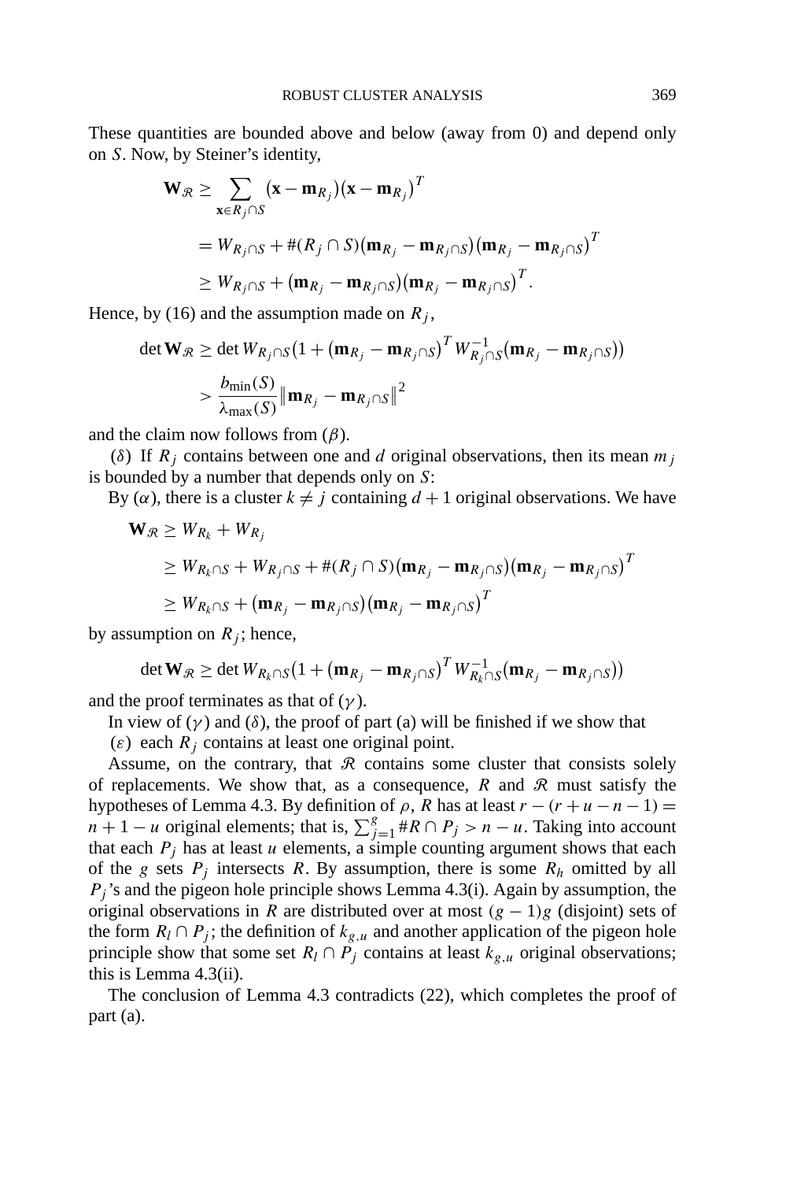These quantities are bounded above and below (away from 0) and depend only on $S$. Now, by Steiner's identity,

$$
\begin{aligned}
\mathbf{W}_{\mathcal{R}} &\geq \sum_{\mathbf{x} \in R_j \cap S} (\mathbf{x} - \mathbf{m}_{R_j})(\mathbf{x} - \mathbf{m}_{R_j})^T \\
&= W_{R_j \cap S} + \#(R_j \cap S)(\mathbf{m}_{R_j} - \mathbf{m}_{R_j \cap S})(\mathbf{m}_{R_j} - \mathbf{m}_{R_j \cap S})^T \\
&\geq W_{R_j \cap S} + (\mathbf{m}_{R_j} - \mathbf{m}_{R_j \cap S})(\mathbf{m}_{R_j} - \mathbf{m}_{R_j \cap S})^T.
\end{aligned}
$$

Hence, by (16) and the assumption made on $R_j$,

$$
\begin{aligned}
\det \mathbf{W}_{\mathcal{R}} &\geq \det W_{R_j \cap S}\big(1 + (\mathbf{m}_{R_j} - \mathbf{m}_{R_j \cap S})^T W_{R_j \cap S}^{-1} (\mathbf{m}_{R_j} - \mathbf{m}_{R_j \cap S})\big) \\
&> \frac{b_{\min}(S)}{\lambda_{\max}(S)} \|\mathbf{m}_{R_j} - \mathbf{m}_{R_j \cap S}\|^2
\end{aligned}
$$

and the claim now follows from ($\beta$).

($\delta$) If $R_j$ contains between one and $d$ original observations, then its mean $m_j$ is bounded by a number that depends only on $S$:

By ($\alpha$), there is a cluster $k \neq j$ containing $d+1$ original observations. We have

$$
\begin{aligned}
\mathbf{W}_{\mathcal{R}} &\geq W_{R_k} + W_{R_j} \\
&\geq W_{R_k \cap S} + W_{R_j \cap S} + \#(R_j \cap S)(\mathbf{m}_{R_j} - \mathbf{m}_{R_j \cap S})(\mathbf{m}_{R_j} - \mathbf{m}_{R_j \cap S})^T \\
&\geq W_{R_k \cap S} + (\mathbf{m}_{R_j} - \mathbf{m}_{R_j \cap S})(\mathbf{m}_{R_j} - \mathbf{m}_{R_j \cap S})^T
\end{aligned}
$$

by assumption on $R_j$; hence,

$$
\det \mathbf{W}_{\mathcal{R}} \geq \det W_{R_k \cap S}\big(1 + (\mathbf{m}_{R_j} - \mathbf{m}_{R_j \cap S})^T W_{R_k \cap S}^{-1} (\mathbf{m}_{R_j} - \mathbf{m}_{R_j \cap S})\big)
$$

and the proof terminates as that of ($\gamma$).

In view of ($\gamma$) and ($\delta$), the proof of part (a) will be finished if we show that

($\varepsilon$) each $R_j$ contains at least one original point.

Assume, on the contrary, that $\mathcal{R}$ contains some cluster that consists solely of replacements. We show that, as a consequence, $R$ and $\mathcal{R}$ must satisfy the hypotheses of Lemma 4.3. By definition of $\rho$, $R$ has at least $r - (r + u - n - 1) = n + 1 - u$ original elements; that is, $\sum_{j=1}^{g} \#R \cap P_j > n - u$. Taking into account that each $P_j$ has at least $u$ elements, a simple counting argument shows that each of the $g$ sets $P_j$ intersects $R$. By assumption, there is some $R_h$ omitted by all $P_j$'s and the pigeon hole principle shows Lemma 4.3(i). Again by assumption, the original observations in $R$ are distributed over at most $(g-1)g$ (disjoint) sets of the form $R_l \cap P_j$; the definition of $k_{g,u}$ and another application of the pigeon hole principle show that some set $R_l \cap P_j$ contains at least $k_{g,u}$ original observations; this is Lemma 4.3(ii).

The conclusion of Lemma 4.3 contradicts (22), which completes the proof of part (a).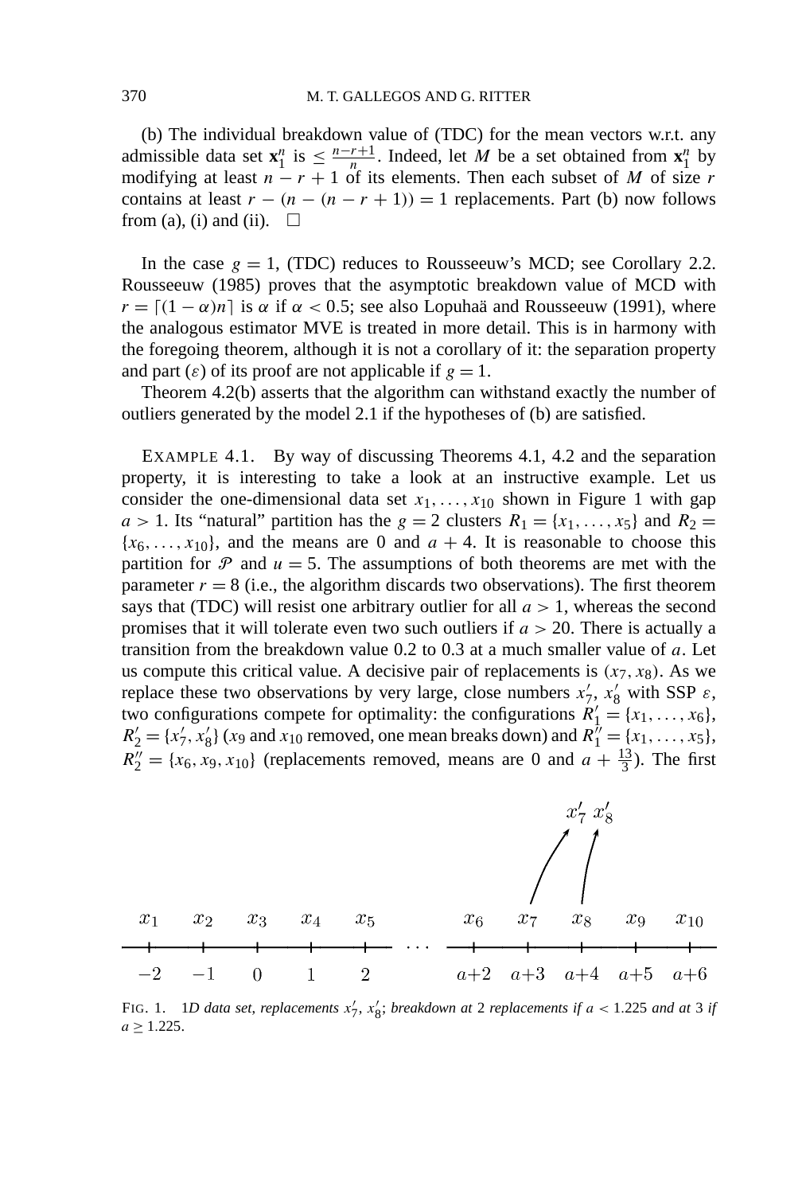(b) The individual breakdown value of (TDC) for the mean vectors w.r.t. any admissible data set $\mathbf{x}_1^n$ is $\le \frac{n-r+1}{n}$. Indeed, let $M$ be a set obtained from $\mathbf{x}_1^n$ by modifying at least $n-r+1$ of its elements. Then each subset of $M$ of size $r$ contains at least $r-(n-(n-r+1))=1$ replacements. Part (b) now follows from (a), (i) and (ii). $\square$

In the case $g=1$, (TDC) reduces to Rousseeuw's MCD; see Corollary 2.2. Rousseeuw (1985) proves that the asymptotic breakdown value of MCD with $r=\lceil(1-\alpha)n\rceil$ is $\alpha$ if $\alpha<0.5$; see also Lopuhaä and Rousseeuw (1991), where the analogous estimator MVE is treated in more detail. This is in harmony with the foregoing theorem, although it is not a corollary of it: the separation property and part $(\varepsilon)$ of its proof are not applicable if $g=1$.

Theorem 4.2(b) asserts that the algorithm can withstand exactly the number of outliers generated by the model 2.1 if the hypotheses of (b) are satisfied.

EXAMPLE 4.1. By way of discussing Theorems 4.1, 4.2 and the separation property, it is interesting to take a look at an instructive example. Let us consider the one-dimensional data set $x_1,\dots,x_{10}$ shown in Figure 1 with gap $a>1$. Its "natural" partition has the $g=2$ clusters $R_1=\{x_1,\dots,x_5\}$ and $R_2=\{x_6,\dots,x_{10}\}$, and the means are 0 and $a+4$. It is reasonable to choose this partition for $\mathscr{P}$ and $u=5$. The assumptions of both theorems are met with the parameter $r=8$ (i.e., the algorithm discards two observations). The first theorem says that (TDC) will resist one arbitrary outlier for all $a>1$, whereas the second promises that it will tolerate even two such outliers if $a>20$. There is actually a transition from the breakdown value 0.2 to 0.3 at a much smaller value of $a$. Let us compute this critical value. A decisive pair of replacements is $(x_7,x_8)$. As we replace these two observations by very large, close numbers $x_7'$, $x_8'$ with SSP $\varepsilon$, two configurations compete for optimality: the configurations $R_1'=\{x_1,\dots,x_6\}$, $R_2'=\{x_7',x_8'\}$ ($x_9$ and $x_{10}$ removed, one mean breaks down) and $R_1''=\{x_1,\dots,x_5\}$, $R_2''=\{x_6,x_9,x_{10}\}$ (replacements removed, means are 0 and $a+\frac{13}{3}$). The first

FIG. 1. *1D data set, replacements $x_7'$, $x_8'$; breakdown at* 2 *replacements if $a<1.225$ and at* 3 *if $a\ge 1.225$.*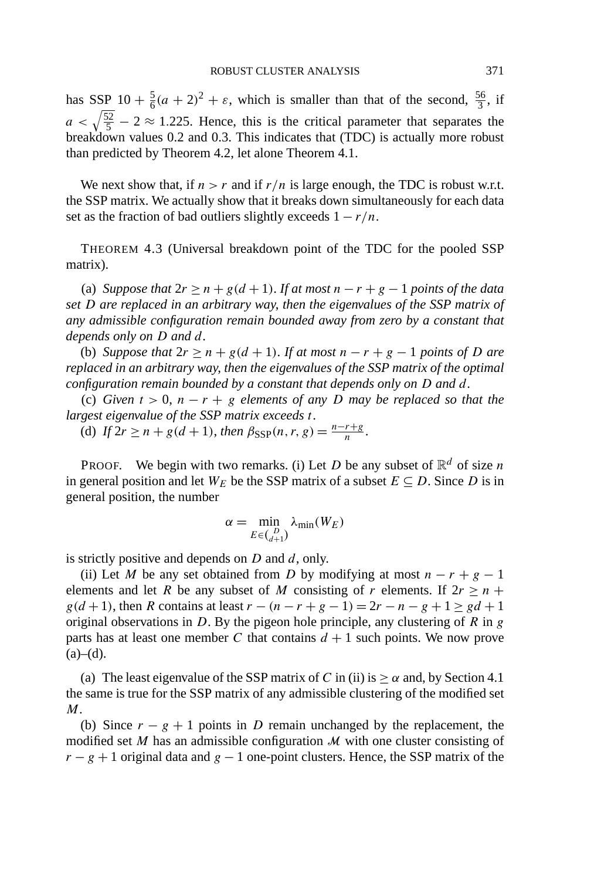has SSP $10 + \frac{5}{6}(a+2)^2 + \varepsilon$, which is smaller than that of the second, $\frac{56}{3}$, if $a < \sqrt{\frac{52}{5}} - 2 \approx 1.225$. Hence, this is the critical parameter that separates the breakdown values 0.2 and 0.3. This indicates that (TDC) is actually more robust than predicted by Theorem 4.2, let alone Theorem 4.1.

We next show that, if $n > r$ and if $r/n$ is large enough, the TDC is robust w.r.t. the SSP matrix. We actually show that it breaks down simultaneously for each data set as the fraction of bad outliers slightly exceeds $1 - r/n$.

THEOREM 4.3 (Universal breakdown point of the TDC for the pooled SSP matrix).

(a) *Suppose that* $2r \geq n + g(d+1)$. *If at most* $n - r + g - 1$ *points of the data set* $D$ *are replaced in an arbitrary way, then the eigenvalues of the SSP matrix of any admissible configuration remain bounded away from zero by a constant that depends only on* $D$ *and* $d$.

(b) *Suppose that* $2r \geq n + g(d+1)$. *If at most* $n - r + g - 1$ *points of* $D$ *are replaced in an arbitrary way, then the eigenvalues of the SSP matrix of the optimal configuration remain bounded by a constant that depends only on* $D$ *and* $d$.

(c) *Given* $t > 0$, $n - r + g$ *elements of any* $D$ *may be replaced so that the largest eigenvalue of the SSP matrix exceeds* $t$.

(d) *If* $2r \geq n + g(d+1)$, *then* $\beta_{\text{SSP}}(n, r, g) = \frac{n-r+g}{n}$.

PROOF. We begin with two remarks. (i) Let $D$ be any subset of $\mathbb{R}^d$ of size $n$ in general position and let $W_E$ be the SSP matrix of a subset $E \subseteq D$. Since $D$ is in general position, the number

$$\alpha = \min_{E \in \binom{D}{d+1}} \lambda_{\min}(W_E)$$

is strictly positive and depends on $D$ and $d$, only.

(ii) Let $M$ be any set obtained from $D$ by modifying at most $n - r + g - 1$ elements and let $R$ be any subset of $M$ consisting of $r$ elements. If $2r \geq n + g(d+1)$, then $R$ contains at least $r - (n - r + g - 1) = 2r - n - g + 1 \geq gd + 1$ original observations in $D$. By the pigeon hole principle, any clustering of $R$ in $g$ parts has at least one member $C$ that contains $d + 1$ such points. We now prove (a)–(d).

(a) The least eigenvalue of the SSP matrix of $C$ in (ii) is $\geq \alpha$ and, by Section 4.1 the same is true for the SSP matrix of any admissible clustering of the modified set $M$.

(b) Since $r - g + 1$ points in $D$ remain unchanged by the replacement, the modified set $M$ has an admissible configuration $\mathcal{M}$ with one cluster consisting of $r - g + 1$ original data and $g - 1$ one-point clusters. Hence, the SSP matrix of the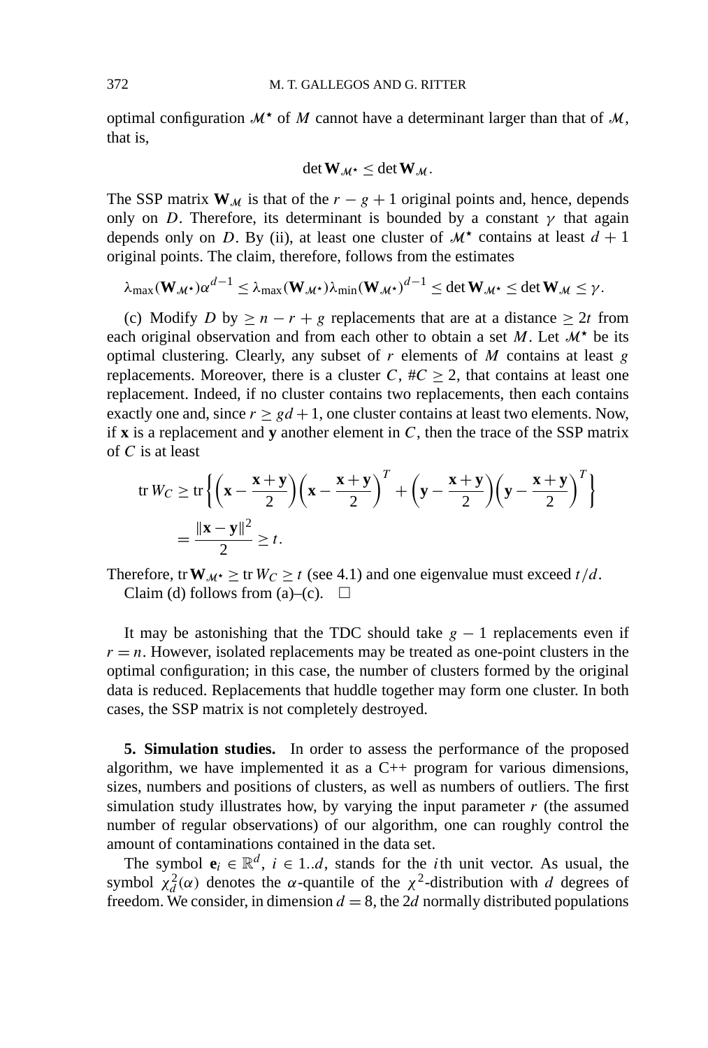optimal configuration $\mathcal{M}^\star$ of $M$ cannot have a determinant larger than that of $\mathcal{M}$, that is,

$$\det \mathbf{W}_{\mathcal{M}^\star} \le \det \mathbf{W}_{\mathcal{M}}.$$

The SSP matrix $\mathbf{W}_{\mathcal{M}}$ is that of the $r - g + 1$ original points and, hence, depends only on $D$. Therefore, its determinant is bounded by a constant $\gamma$ that again depends only on $D$. By (ii), at least one cluster of $\mathcal{M}^\star$ contains at least $d + 1$ original points. The claim, therefore, follows from the estimates

$$\lambda_{\max}(\mathbf{W}_{\mathcal{M}^\star})\alpha^{d-1} \le \lambda_{\max}(\mathbf{W}_{\mathcal{M}^\star})\lambda_{\min}(\mathbf{W}_{\mathcal{M}^\star})^{d-1} \le \det \mathbf{W}_{\mathcal{M}^\star} \le \det \mathbf{W}_{\mathcal{M}} \le \gamma.$$

(c) Modify $D$ by $\ge n - r + g$ replacements that are at a distance $\ge 2t$ from each original observation and from each other to obtain a set $M$. Let $\mathcal{M}^\star$ be its optimal clustering. Clearly, any subset of $r$ elements of $M$ contains at least $g$ replacements. Moreover, there is a cluster $C$, $\#C \ge 2$, that contains at least one replacement. Indeed, if no cluster contains two replacements, then each contains exactly one and, since $r \ge gd + 1$, one cluster contains at least two elements. Now, if $\mathbf{x}$ is a replacement and $\mathbf{y}$ another element in $C$, then the trace of the SSP matrix of $C$ is at least

$$\begin{aligned}
\operatorname{tr} W_C &\ge \operatorname{tr}\left\{\left(\mathbf{x} - \frac{\mathbf{x}+\mathbf{y}}{2}\right)\left(\mathbf{x} - \frac{\mathbf{x}+\mathbf{y}}{2}\right)^T + \left(\mathbf{y} - \frac{\mathbf{x}+\mathbf{y}}{2}\right)\left(\mathbf{y} - \frac{\mathbf{x}+\mathbf{y}}{2}\right)^T\right\} \\
&= \frac{\|\mathbf{x}-\mathbf{y}\|^2}{2} \ge t.
\end{aligned}$$

Therefore, $\operatorname{tr} \mathbf{W}_{\mathcal{M}^\star} \ge \operatorname{tr} W_C \ge t$ (see 4.1) and one eigenvalue must exceed $t/d$.

Claim (d) follows from (a)–(c). $\square$

It may be astonishing that the TDC should take $g - 1$ replacements even if $r = n$. However, isolated replacements may be treated as one-point clusters in the optimal configuration; in this case, the number of clusters formed by the original data is reduced. Replacements that huddle together may form one cluster. In both cases, the SSP matrix is not completely destroyed.

## 5. Simulation studies.

In order to assess the performance of the proposed algorithm, we have implemented it as a C++ program for various dimensions, sizes, numbers and positions of clusters, as well as numbers of outliers. The first simulation study illustrates how, by varying the input parameter $r$ (the assumed number of regular observations) of our algorithm, one can roughly control the amount of contaminations contained in the data set.

The symbol $\mathbf{e}_i \in \mathbb{R}^d$, $i \in 1..d$, stands for the $i$th unit vector. As usual, the symbol $\chi^2_d(\alpha)$ denotes the $\alpha$-quantile of the $\chi^2$-distribution with $d$ degrees of freedom. We consider, in dimension $d = 8$, the $2d$ normally distributed populations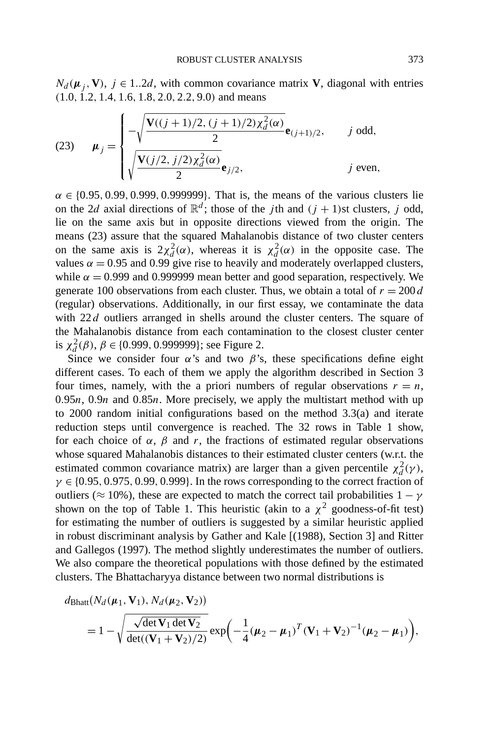$N_d(\boldsymbol{\mu}_j, \mathbf{V})$, $j \in 1..2d$, with common covariance matrix $\mathbf{V}$, diagonal with entries $(1.0, 1.2, 1.4, 1.6, 1.8, 2.0, 2.2, 9.0)$ and means

$$
\boldsymbol{\mu}_j = \begin{cases} -\sqrt{\dfrac{\mathbf{V}((j+1)/2, (j+1)/2)\chi_d^2(\alpha)}{2}}\mathbf{e}_{(j+1)/2}, & j \text{ odd}, \\ \sqrt{\dfrac{\mathbf{V}(j/2, j/2)\chi_d^2(\alpha)}{2}}\mathbf{e}_{j/2}, & j \text{ even}, \end{cases} \tag{23}
$$

$\alpha \in \{0.95, 0.99, 0.999, 0.999999\}$. That is, the means of the various clusters lie on the $2d$ axial directions of $\mathbb{R}^d$; those of the $j$th and $(j+1)$st clusters, $j$ odd, lie on the same axis but in opposite directions viewed from the origin. The means (23) assure that the squared Mahalanobis distance of two cluster centers on the same axis is $2\chi_d^2(\alpha)$, whereas it is $\chi_d^2(\alpha)$ in the opposite case. The values $\alpha = 0.95$ and $0.99$ give rise to heavily and moderately overlapped clusters, while $\alpha = 0.999$ and $0.999999$ mean better and good separation, respectively. We generate 100 observations from each cluster. Thus, we obtain a total of $r = 200\,d$ (regular) observations. Additionally, in our first essay, we contaminate the data with $22\,d$ outliers arranged in shells around the cluster centers. The square of the Mahalanobis distance from each contamination to the closest cluster center is $\chi_d^2(\beta)$, $\beta \in \{0.999, 0.999999\}$; see Figure 2.

Since we consider four $\alpha$'s and two $\beta$'s, these specifications define eight different cases. To each of them we apply the algorithm described in Section 3 four times, namely, with the a priori numbers of regular observations $r = n$, $0.95n$, $0.9n$ and $0.85n$. More precisely, we apply the multistart method with up to 2000 random initial configurations based on the method 3.3(a) and iterate reduction steps until convergence is reached. The 32 rows in Table 1 show, for each choice of $\alpha$, $\beta$ and $r$, the fractions of estimated regular observations whose squared Mahalanobis distances to their estimated cluster centers (w.r.t. the estimated common covariance matrix) are larger than a given percentile $\chi_d^2(\gamma)$, $\gamma \in \{0.95, 0.975, 0.99, 0.999\}$. In the rows corresponding to the correct fraction of outliers ($\approx 10\%$), these are expected to match the correct tail probabilities $1 - \gamma$ shown on the top of Table 1. This heuristic (akin to a $\chi^2$ goodness-of-fit test) for estimating the number of outliers is suggested by a similar heuristic applied in robust discriminant analysis by Gather and Kale [(1988), Section 3] and Ritter and Gallegos (1997). The method slightly underestimates the number of outliers. We also compare the theoretical populations with those defined by the estimated clusters. The Bhattacharyya distance between two normal distributions is

$$
\begin{aligned}
d_{\text{Bhatt}}&(N_d(\boldsymbol{\mu}_1, \mathbf{V}_1), N_d(\boldsymbol{\mu}_2, \mathbf{V}_2)) \\
&= 1 - \sqrt{\frac{\sqrt{\det \mathbf{V}_1 \det \mathbf{V}_2}}{\det((\mathbf{V}_1 + \mathbf{V}_2)/2)}} \exp\left(-\frac{1}{4}(\boldsymbol{\mu}_2 - \boldsymbol{\mu}_1)^T(\mathbf{V}_1 + \mathbf{V}_2)^{-1}(\boldsymbol{\mu}_2 - \boldsymbol{\mu}_1)\right),
\end{aligned}
$$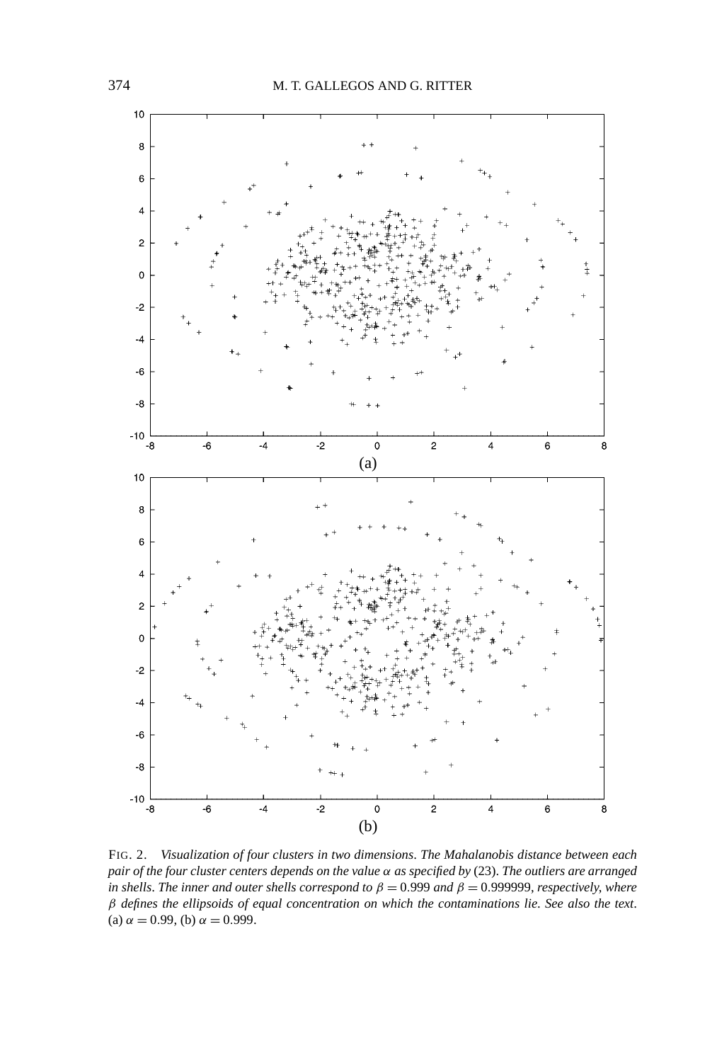FIG. 2. *Visualization of four clusters in two dimensions. The Mahalanobis distance between each pair of the four cluster centers depends on the value $\alpha$ as specified by* (23). *The outliers are arranged in shells. The inner and outer shells correspond to $\beta = 0.999$ and $\beta = 0.999999$, respectively, where $\beta$ defines the ellipsoids of equal concentration on which the contaminations lie. See also the text.* (a) $\alpha = 0.99$, (b) $\alpha = 0.999$.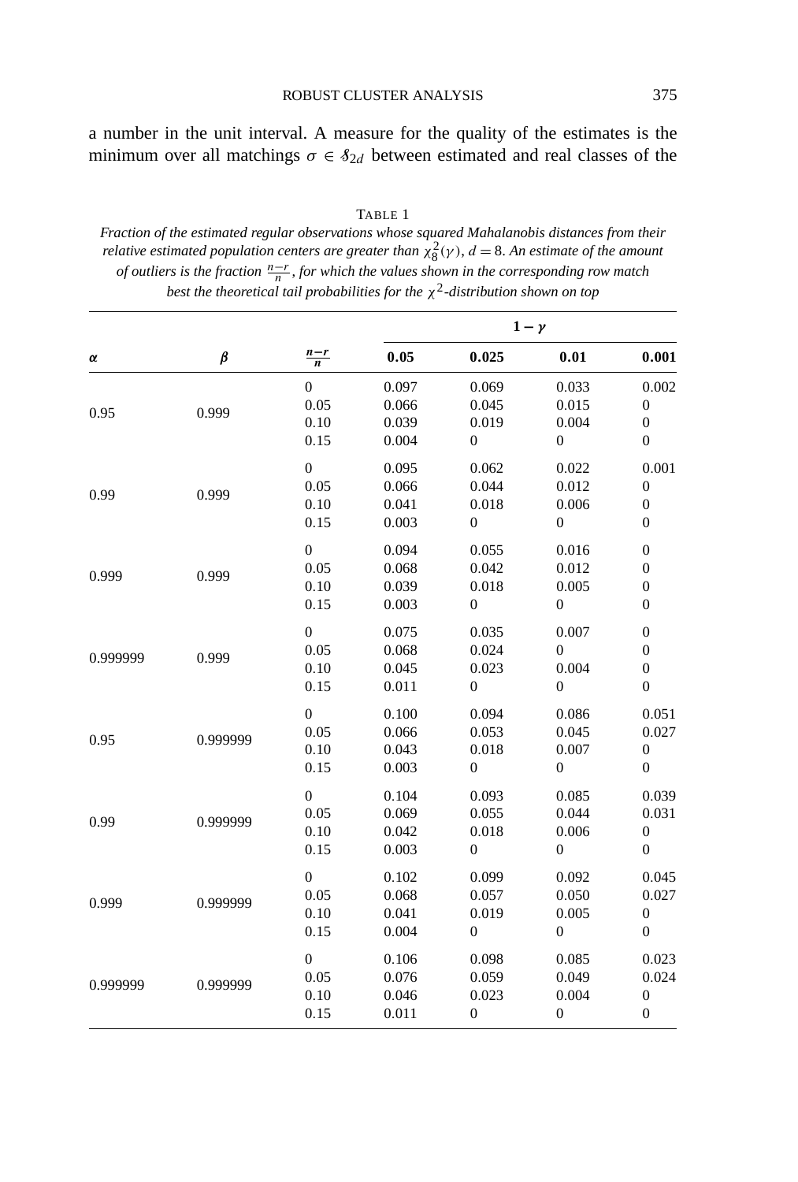a number in the unit interval. A measure for the quality of the estimates is the minimum over all matchings $\sigma \in \mathcal{S}_{2d}$ between estimated and real classes of the

TABLE 1

*Fraction of the estimated regular observations whose squared Mahalanobis distances from their relative estimated population centers are greater than $\chi_8^2(\gamma)$, $d = 8$. An estimate of the amount of outliers is the fraction $\frac{n-r}{n}$, for which the values shown in the corresponding row match best the theoretical tail probabilities for the $\chi^2$-distribution shown on top*

| $\alpha$ | $\beta$ | $\frac{n-r}{n}$ | $1-\gamma$ | | | |
|---|---|---|---|---|---|---|
| | | | **0.05** | **0.025** | **0.01** | **0.001** |
| 0.95 | 0.999 | 0 | 0.097 | 0.069 | 0.033 | 0.002 |
| | | 0.05 | 0.066 | 0.045 | 0.015 | 0 |
| | | 0.10 | 0.039 | 0.019 | 0.004 | 0 |
| | | 0.15 | 0.004 | 0 | 0 | 0 |
| 0.99 | 0.999 | 0 | 0.095 | 0.062 | 0.022 | 0.001 |
| | | 0.05 | 0.066 | 0.044 | 0.012 | 0 |
| | | 0.10 | 0.041 | 0.018 | 0.006 | 0 |
| | | 0.15 | 0.003 | 0 | 0 | 0 |
| 0.999 | 0.999 | 0 | 0.094 | 0.055 | 0.016 | 0 |
| | | 0.05 | 0.068 | 0.042 | 0.012 | 0 |
| | | 0.10 | 0.039 | 0.018 | 0.005 | 0 |
| | | 0.15 | 0.003 | 0 | 0 | 0 |
| 0.999999 | 0.999 | 0 | 0.075 | 0.035 | 0.007 | 0 |
| | | 0.05 | 0.068 | 0.024 | 0 | 0 |
| | | 0.10 | 0.045 | 0.023 | 0.004 | 0 |
| | | 0.15 | 0.011 | 0 | 0 | 0 |
| 0.95 | 0.999999 | 0 | 0.100 | 0.094 | 0.086 | 0.051 |
| | | 0.05 | 0.066 | 0.053 | 0.045 | 0.027 |
| | | 0.10 | 0.043 | 0.018 | 0.007 | 0 |
| | | 0.15 | 0.003 | 0 | 0 | 0 |
| 0.99 | 0.999999 | 0 | 0.104 | 0.093 | 0.085 | 0.039 |
| | | 0.05 | 0.069 | 0.055 | 0.044 | 0.031 |
| | | 0.10 | 0.042 | 0.018 | 0.006 | 0 |
| | | 0.15 | 0.003 | 0 | 0 | 0 |
| 0.999 | 0.999999 | 0 | 0.102 | 0.099 | 0.092 | 0.045 |
| | | 0.05 | 0.068 | 0.057 | 0.050 | 0.027 |
| | | 0.10 | 0.041 | 0.019 | 0.005 | 0 |
| | | 0.15 | 0.004 | 0 | 0 | 0 |
| 0.999999 | 0.999999 | 0 | 0.106 | 0.098 | 0.085 | 0.023 |
| | | 0.05 | 0.076 | 0.059 | 0.049 | 0.024 |
| | | 0.10 | 0.046 | 0.023 | 0.004 | 0 |
| | | 0.15 | 0.011 | 0 | 0 | 0 |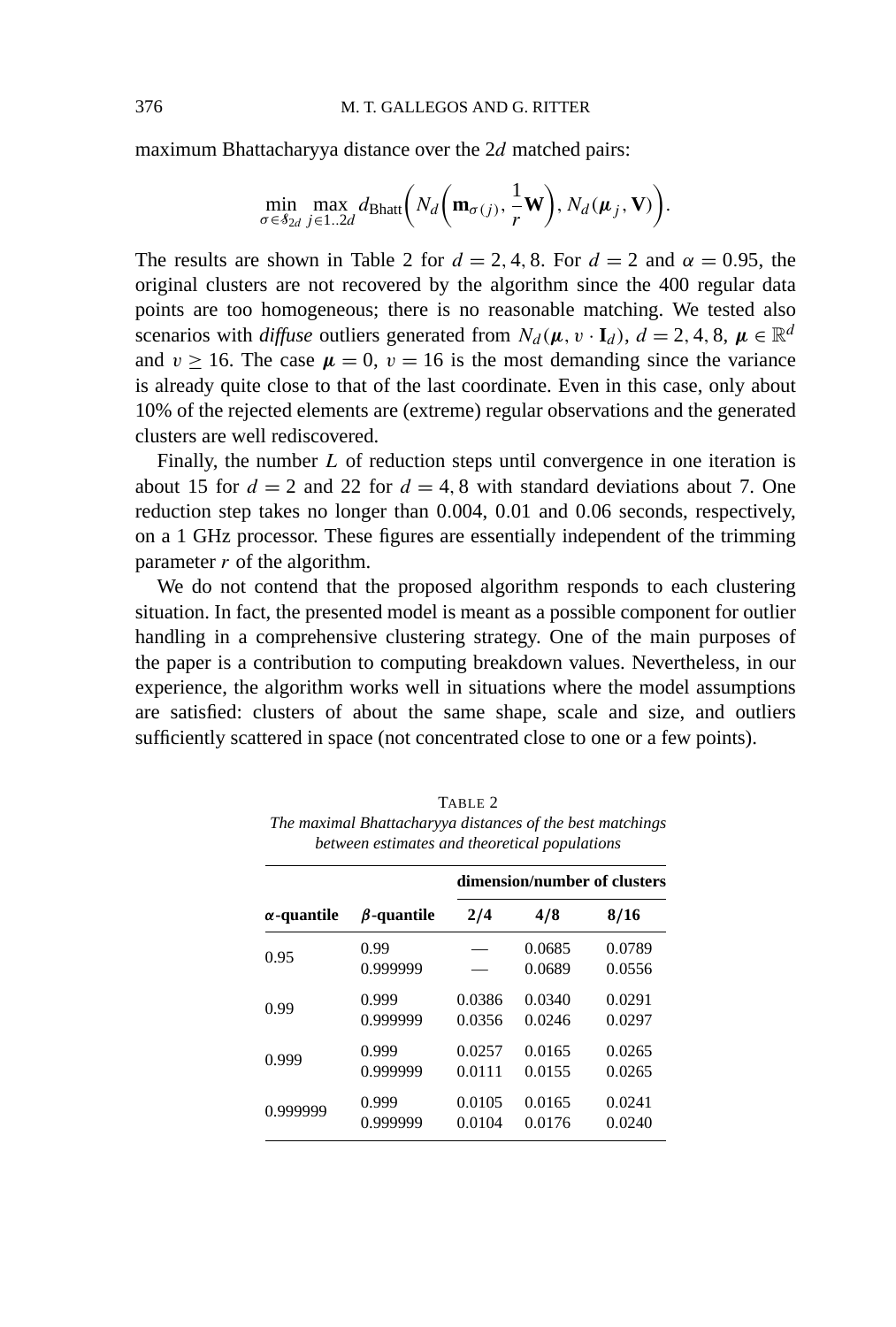maximum Bhattacharyya distance over the $2d$ matched pairs:

$$\min_{\sigma \in \mathcal{S}_{2d}} \max_{j \in 1..2d} d_{\text{Bhatt}}\left(N_d\left(\mathbf{m}_{\sigma(j)}, \frac{1}{r}\mathbf{W}\right), N_d(\boldsymbol{\mu}_j, \mathbf{V})\right).$$

The results are shown in Table 2 for $d = 2, 4, 8$. For $d = 2$ and $\alpha = 0.95$, the original clusters are not recovered by the algorithm since the 400 regular data points are too homogeneous; there is no reasonable matching. We tested also scenarios with *diffuse* outliers generated from $N_d(\boldsymbol{\mu}, v \cdot \mathbf{I}_d)$, $d = 2, 4, 8$, $\boldsymbol{\mu} \in \mathbb{R}^d$ and $v \geq 16$. The case $\boldsymbol{\mu} = 0$, $v = 16$ is the most demanding since the variance is already quite close to that of the last coordinate. Even in this case, only about 10% of the rejected elements are (extreme) regular observations and the generated clusters are well rediscovered.

Finally, the number $L$ of reduction steps until convergence in one iteration is about 15 for $d = 2$ and 22 for $d = 4, 8$ with standard deviations about 7. One reduction step takes no longer than 0.004, 0.01 and 0.06 seconds, respectively, on a 1 GHz processor. These figures are essentially independent of the trimming parameter $r$ of the algorithm.

We do not contend that the proposed algorithm responds to each clustering situation. In fact, the presented model is meant as a possible component for outlier handling in a comprehensive clustering strategy. One of the main purposes of the paper is a contribution to computing breakdown values. Nevertheless, in our experience, the algorithm works well in situations where the model assumptions are satisfied: clusters of about the same shape, scale and size, and outliers sufficiently scattered in space (not concentrated close to one or a few points).

TABLE 2

*The maximal Bhattacharyya distances of the best matchings between estimates and theoretical populations*

| | | dimension/number of clusters | | |
|---|---|---|---|---|
| **$\alpha$-quantile** | **$\beta$-quantile** | **2/4** | **4/8** | **8/16** |
| 0.95 | 0.99 | — | 0.0685 | 0.0789 |
| | 0.999999 | — | 0.0689 | 0.0556 |
| 0.99 | 0.999 | 0.0386 | 0.0340 | 0.0291 |
| | 0.999999 | 0.0356 | 0.0246 | 0.0297 |
| 0.999 | 0.999 | 0.0257 | 0.0165 | 0.0265 |
| | 0.999999 | 0.0111 | 0.0155 | 0.0265 |
| 0.999999 | 0.999 | 0.0105 | 0.0165 | 0.0241 |
| | 0.999999 | 0.0104 | 0.0176 | 0.0240 |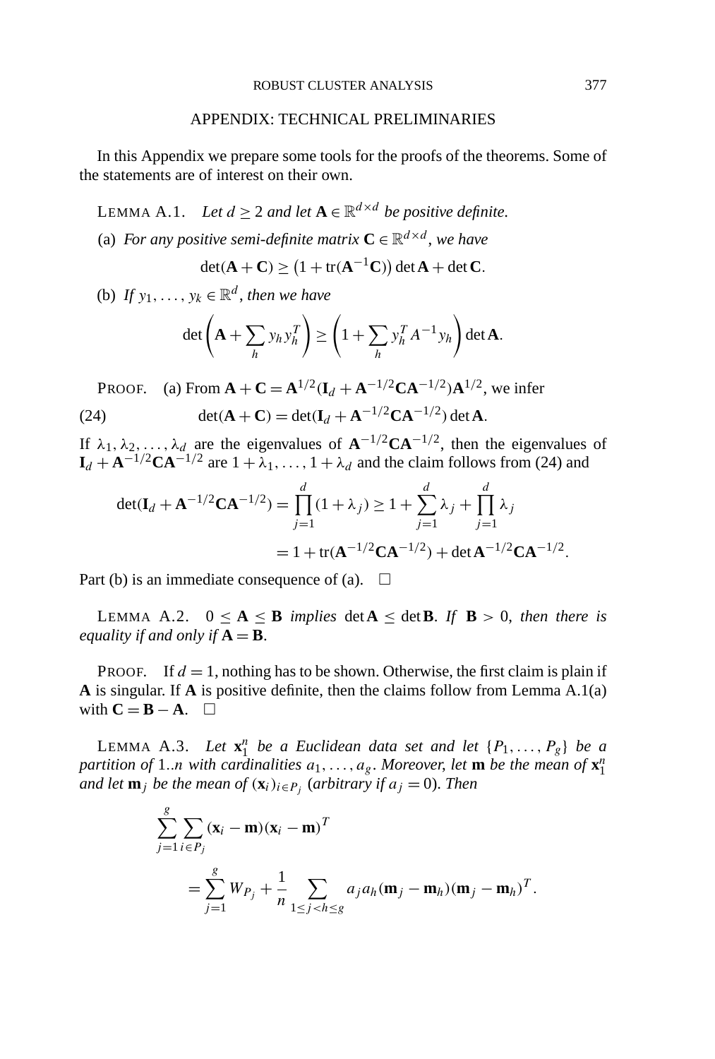## APPENDIX: TECHNICAL PRELIMINARIES

In this Appendix we prepare some tools for the proofs of the theorems. Some of the statements are of interest on their own.

LEMMA A.1. *Let $d \geq 2$ and let $\mathbf{A} \in \mathbb{R}^{d\times d}$ be positive definite.*

(a) *For any positive semi-definite matrix $\mathbf{C} \in \mathbb{R}^{d\times d}$, we have*

$$\det(\mathbf{A}+\mathbf{C}) \geq \big(1+\operatorname{tr}(\mathbf{A}^{-1}\mathbf{C})\big)\det\mathbf{A}+\det\mathbf{C}.$$

(b) *If $y_1,\dots,y_k \in \mathbb{R}^d$, then we have*

$$\det\left(\mathbf{A}+\sum_h y_h y_h^T\right) \geq \left(1+\sum_h y_h^T A^{-1} y_h\right)\det\mathbf{A}.$$

PROOF. (a) From $\mathbf{A}+\mathbf{C} = \mathbf{A}^{1/2}(\mathbf{I}_d+\mathbf{A}^{-1/2}\mathbf{C}\mathbf{A}^{-1/2})\mathbf{A}^{1/2}$, we infer

$$\det(\mathbf{A}+\mathbf{C}) = \det(\mathbf{I}_d+\mathbf{A}^{-1/2}\mathbf{C}\mathbf{A}^{-1/2})\det\mathbf{A}. \tag{24}$$

If $\lambda_1,\lambda_2,\dots,\lambda_d$ are the eigenvalues of $\mathbf{A}^{-1/2}\mathbf{C}\mathbf{A}^{-1/2}$, then the eigenvalues of $\mathbf{I}_d+\mathbf{A}^{-1/2}\mathbf{C}\mathbf{A}^{-1/2}$ are $1+\lambda_1,\dots,1+\lambda_d$ and the claim follows from (24) and

$$\begin{aligned}\det(\mathbf{I}_d+\mathbf{A}^{-1/2}\mathbf{C}\mathbf{A}^{-1/2}) &= \prod_{j=1}^d (1+\lambda_j) \geq 1+\sum_{j=1}^d \lambda_j + \prod_{j=1}^d \lambda_j \\ &= 1+\operatorname{tr}(\mathbf{A}^{-1/2}\mathbf{C}\mathbf{A}^{-1/2})+\det\mathbf{A}^{-1/2}\mathbf{C}\mathbf{A}^{-1/2}.\end{aligned}$$

Part (b) is an immediate consequence of (a). $\square$

LEMMA A.2. $0 \leq \mathbf{A} \leq \mathbf{B}$ *implies* $\det\mathbf{A} \leq \det\mathbf{B}$. *If* $\mathbf{B} > 0$, *then there is equality if and only if* $\mathbf{A} = \mathbf{B}$.

PROOF. If $d = 1$, nothing has to be shown. Otherwise, the first claim is plain if $\mathbf{A}$ is singular. If $\mathbf{A}$ is positive definite, then the claims follow from Lemma A.1(a) with $\mathbf{C} = \mathbf{B}-\mathbf{A}$. $\square$

LEMMA A.3. *Let $\mathbf{x}_1^n$ be a Euclidean data set and let $\{P_1,\dots,P_g\}$ be a partition of $1..n$ with cardinalities $a_1,\dots,a_g$. Moreover, let $\mathbf{m}$ be the mean of $\mathbf{x}_1^n$ and let $\mathbf{m}_j$ be the mean of $(\mathbf{x}_i)_{i\in P_j}$ (arbitrary if $a_j = 0$). Then*

$$\begin{aligned}&\sum_{j=1}^g \sum_{i\in P_j} (\mathbf{x}_i-\mathbf{m})(\mathbf{x}_i-\mathbf{m})^T \\ &\qquad = \sum_{j=1}^g W_{P_j} + \frac{1}{n}\sum_{1\leq j<h\leq g} a_j a_h (\mathbf{m}_j-\mathbf{m}_h)(\mathbf{m}_j-\mathbf{m}_h)^T.\end{aligned}$$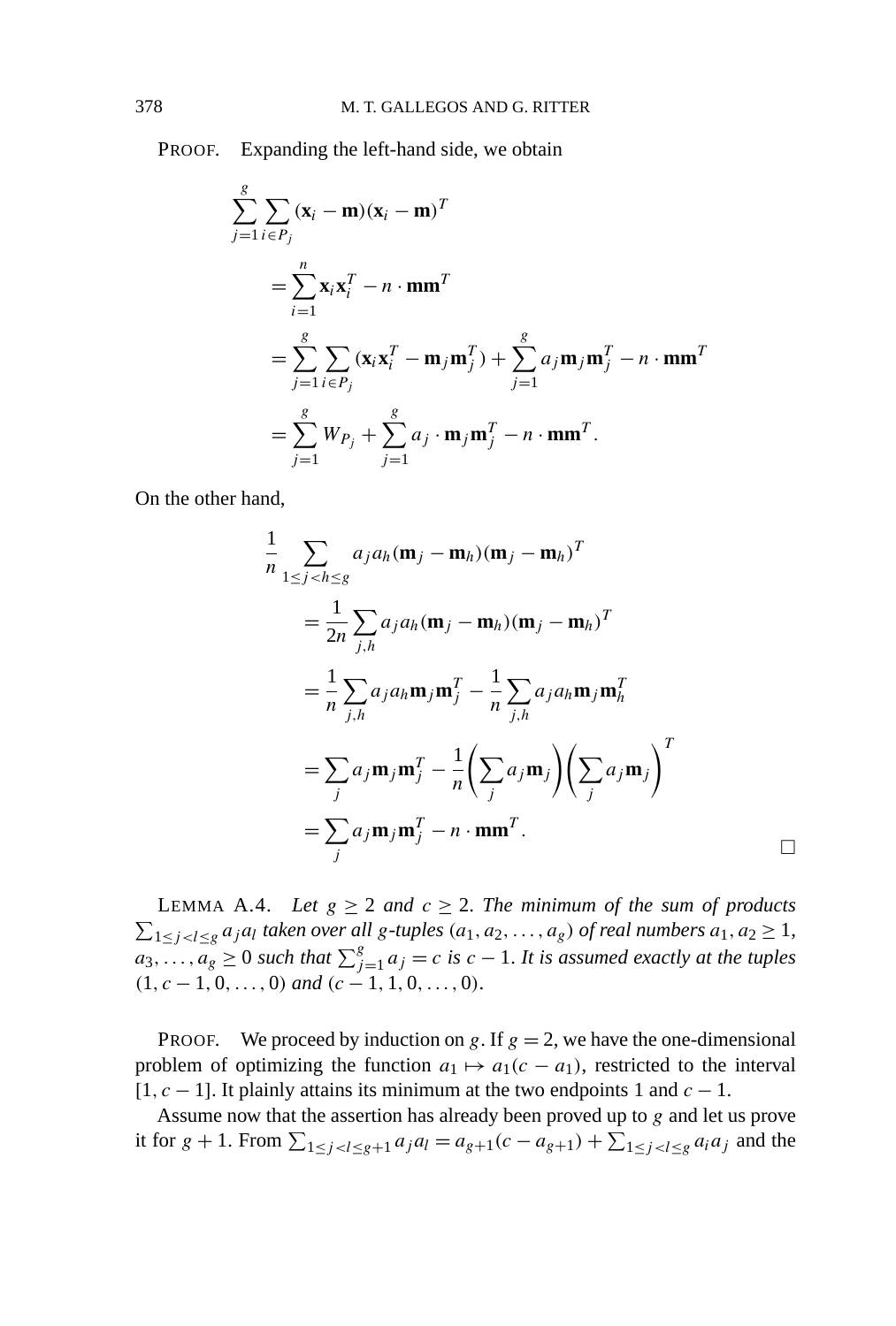PROOF. Expanding the left-hand side, we obtain

$$
\begin{aligned}
\sum_{j=1}^{g} \sum_{i \in P_j} (\mathbf{x}_i - \mathbf{m})(\mathbf{x}_i - \mathbf{m})^T
&= \sum_{i=1}^{n} \mathbf{x}_i \mathbf{x}_i^T - n \cdot \mathbf{m}\mathbf{m}^T \\
&= \sum_{j=1}^{g} \sum_{i \in P_j} (\mathbf{x}_i \mathbf{x}_i^T - \mathbf{m}_j \mathbf{m}_j^T) + \sum_{j=1}^{g} a_j \mathbf{m}_j \mathbf{m}_j^T - n \cdot \mathbf{m}\mathbf{m}^T \\
&= \sum_{j=1}^{g} W_{P_j} + \sum_{j=1}^{g} a_j \cdot \mathbf{m}_j \mathbf{m}_j^T - n \cdot \mathbf{m}\mathbf{m}^T.
\end{aligned}
$$

On the other hand,

$$
\begin{aligned}
\frac{1}{n} \sum_{1 \le j < h \le g} a_j a_h (\mathbf{m}_j - \mathbf{m}_h)(\mathbf{m}_j - \mathbf{m}_h)^T
&= \frac{1}{2n} \sum_{j,h} a_j a_h (\mathbf{m}_j - \mathbf{m}_h)(\mathbf{m}_j - \mathbf{m}_h)^T \\
&= \frac{1}{n} \sum_{j,h} a_j a_h \mathbf{m}_j \mathbf{m}_j^T - \frac{1}{n} \sum_{j,h} a_j a_h \mathbf{m}_j \mathbf{m}_h^T \\
&= \sum_{j} a_j \mathbf{m}_j \mathbf{m}_j^T - \frac{1}{n} \left( \sum_j a_j \mathbf{m}_j \right) \left( \sum_j a_j \mathbf{m}_j \right)^T \\
&= \sum_{j} a_j \mathbf{m}_j \mathbf{m}_j^T - n \cdot \mathbf{m}\mathbf{m}^T.
\end{aligned}
$$

□

LEMMA A.4. *Let $g \ge 2$ and $c \ge 2$. The minimum of the sum of products $\sum_{1 \le j < l \le g} a_j a_l$ taken over all $g$-tuples $(a_1, a_2, \dots, a_g)$ of real numbers $a_1, a_2 \ge 1$, $a_3, \dots, a_g \ge 0$ such that $\sum_{j=1}^{g} a_j = c$ is $c - 1$. It is assumed exactly at the tuples $(1, c-1, 0, \dots, 0)$ and $(c-1, 1, 0, \dots, 0)$.*

PROOF. We proceed by induction on $g$. If $g = 2$, we have the one-dimensional problem of optimizing the function $a_1 \mapsto a_1(c - a_1)$, restricted to the interval $[1, c-1]$. It plainly attains its minimum at the two endpoints 1 and $c - 1$.

Assume now that the assertion has already been proved up to $g$ and let us prove it for $g + 1$. From $\sum_{1 \le j < l \le g+1} a_j a_l = a_{g+1}(c - a_{g+1}) + \sum_{1 \le j < l \le g} a_i a_j$ and the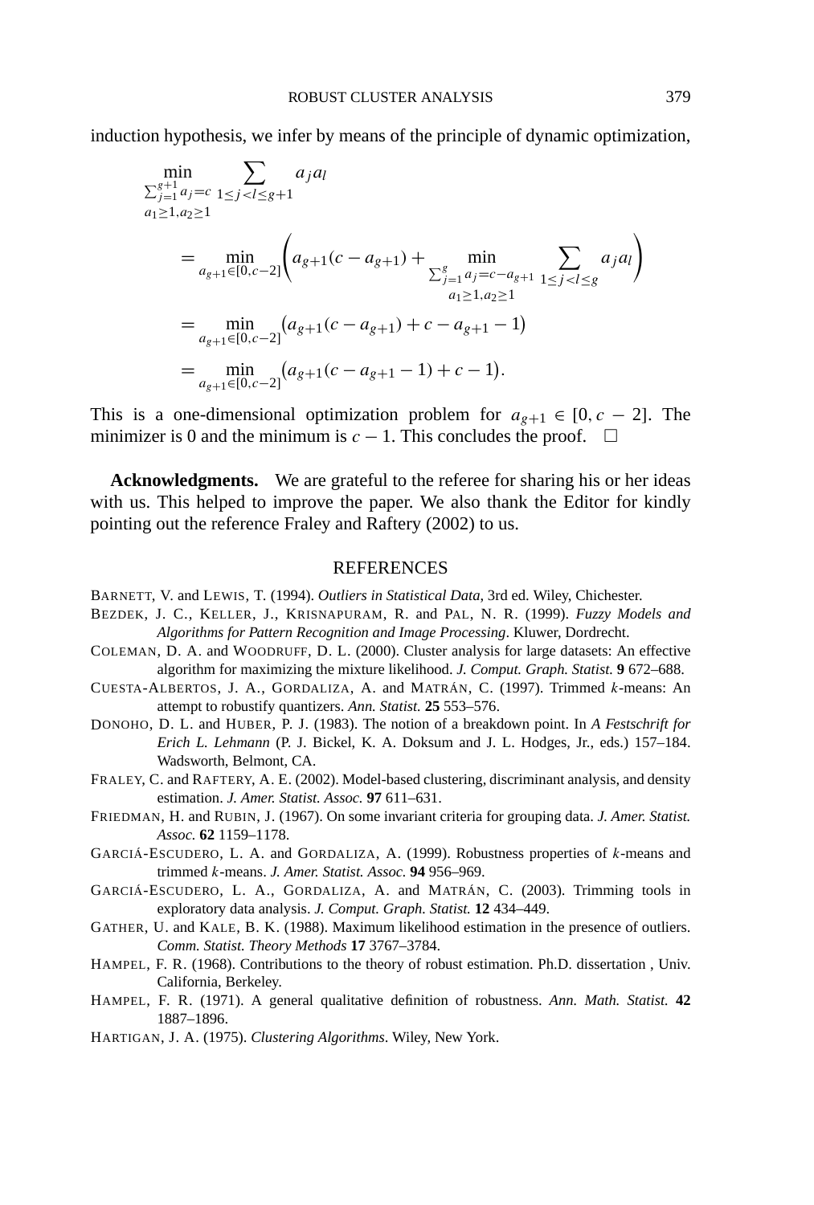induction hypothesis, we infer by means of the principle of dynamic optimization,

$$
\begin{aligned}
&\min_{\substack{\sum_{j=1}^{g+1} a_j = c \\ a_1 \ge 1, a_2 \ge 1}} \sum_{1 \le j < l \le g+1} a_j a_l \\
&\quad = \min_{a_{g+1} \in [0, c-2]} \left( a_{g+1}(c - a_{g+1}) + \min_{\substack{\sum_{j=1}^{g} a_j = c - a_{g+1} \\ a_1 \ge 1, a_2 \ge 1}} \sum_{1 \le j < l \le g} a_j a_l \right) \\
&\quad = \min_{a_{g+1} \in [0, c-2]} \big( a_{g+1}(c - a_{g+1}) + c - a_{g+1} - 1 \big) \\
&\quad = \min_{a_{g+1} \in [0, c-2]} \big( a_{g+1}(c - a_{g+1} - 1) + c - 1 \big).
\end{aligned}
$$

This is a one-dimensional optimization problem for $a_{g+1} \in [0, c-2]$. The minimizer is 0 and the minimum is $c - 1$. This concludes the proof. $\square$

**Acknowledgments.** We are grateful to the referee for sharing his or her ideas with us. This helped to improve the paper. We also thank the Editor for kindly pointing out the reference Fraley and Raftery (2002) to us.

## REFERENCES

BARNETT, V. and LEWIS, T. (1994). *Outliers in Statistical Data*, 3rd ed. Wiley, Chichester.

BEZDEK, J. C., KELLER, J., KRISNAPURAM, R. and PAL, N. R. (1999). *Fuzzy Models and Algorithms for Pattern Recognition and Image Processing*. Kluwer, Dordrecht.

COLEMAN, D. A. and WOODRUFF, D. L. (2000). Cluster analysis for large datasets: An effective algorithm for maximizing the mixture likelihood. *J. Comput. Graph. Statist.* **9** 672–688.

CUESTA-ALBERTOS, J. A., GORDALIZA, A. and MATRÁN, C. (1997). Trimmed $k$-means: An attempt to robustify quantizers. *Ann. Statist.* **25** 553–576.

DONOHO, D. L. and HUBER, P. J. (1983). The notion of a breakdown point. In *A Festschrift for Erich L. Lehmann* (P. J. Bickel, K. A. Doksum and J. L. Hodges, Jr., eds.) 157–184. Wadsworth, Belmont, CA.

FRALEY, C. and RAFTERY, A. E. (2002). Model-based clustering, discriminant analysis, and density estimation. *J. Amer. Statist. Assoc.* **97** 611–631.

FRIEDMAN, H. and RUBIN, J. (1967). On some invariant criteria for grouping data. *J. Amer. Statist. Assoc.* **62** 1159–1178.

GARCIÁ-ESCUDERO, L. A. and GORDALIZA, A. (1999). Robustness properties of $k$-means and trimmed $k$-means. *J. Amer. Statist. Assoc.* **94** 956–969.

GARCIÁ-ESCUDERO, L. A., GORDALIZA, A. and MATRÁN, C. (2003). Trimming tools in exploratory data analysis. *J. Comput. Graph. Statist.* **12** 434–449.

GATHER, U. and KALE, B. K. (1988). Maximum likelihood estimation in the presence of outliers. *Comm. Statist. Theory Methods* **17** 3767–3784.

HAMPEL, F. R. (1968). Contributions to the theory of robust estimation. Ph.D. dissertation , Univ. California, Berkeley.

HAMPEL, F. R. (1971). A general qualitative definition of robustness. *Ann. Math. Statist.* **42** 1887–1896.

HARTIGAN, J. A. (1975). *Clustering Algorithms*. Wiley, New York.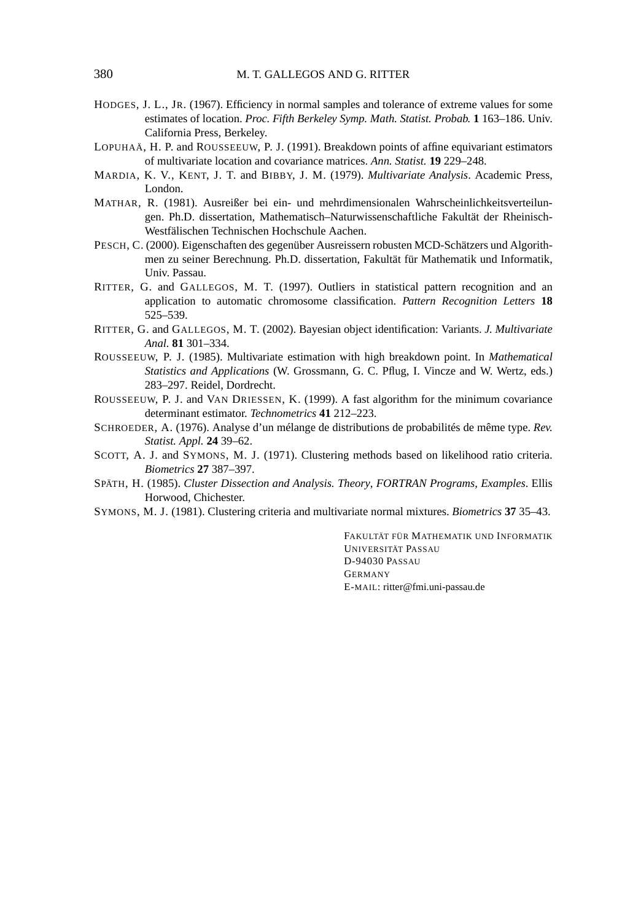HODGES, J. L., JR. (1967). Efficiency in normal samples and tolerance of extreme values for some estimates of location. *Proc. Fifth Berkeley Symp. Math. Statist. Probab.* **1** 163–186. Univ. California Press, Berkeley.

LOPUHAÄ, H. P. and ROUSSEEUW, P. J. (1991). Breakdown points of affine equivariant estimators of multivariate location and covariance matrices. *Ann. Statist.* **19** 229–248.

MARDIA, K. V., KENT, J. T. and BIBBY, J. M. (1979). *Multivariate Analysis*. Academic Press, London.

MATHAR, R. (1981). Ausreißer bei ein- und mehrdimensionalen Wahrscheinlichkeitsverteilungen. Ph.D. dissertation, Mathematisch–Naturwissenschaftliche Fakultät der Rheinisch-Westfälischen Technischen Hochschule Aachen.

PESCH, C. (2000). Eigenschaften des gegenüber Ausreissern robusten MCD-Schätzers und Algorithmen zu seiner Berechnung. Ph.D. dissertation, Fakultät für Mathematik und Informatik, Univ. Passau.

RITTER, G. and GALLEGOS, M. T. (1997). Outliers in statistical pattern recognition and an application to automatic chromosome classification. *Pattern Recognition Letters* **18** 525–539.

RITTER, G. and GALLEGOS, M. T. (2002). Bayesian object identification: Variants. *J. Multivariate Anal.* **81** 301–334.

ROUSSEEUW, P. J. (1985). Multivariate estimation with high breakdown point. In *Mathematical Statistics and Applications* (W. Grossmann, G. C. Pflug, I. Vincze and W. Wertz, eds.) 283–297. Reidel, Dordrecht.

ROUSSEEUW, P. J. and VAN DRIESSEN, K. (1999). A fast algorithm for the minimum covariance determinant estimator. *Technometrics* **41** 212–223.

SCHROEDER, A. (1976). Analyse d'un mélange de distributions de probabilités de même type. *Rev. Statist. Appl.* **24** 39–62.

SCOTT, A. J. and SYMONS, M. J. (1971). Clustering methods based on likelihood ratio criteria. *Biometrics* **27** 387–397.

SPÄTH, H. (1985). *Cluster Dissection and Analysis. Theory, FORTRAN Programs, Examples*. Ellis Horwood, Chichester.

SYMONS, M. J. (1981). Clustering criteria and multivariate normal mixtures. *Biometrics* **37** 35–43.

FAKULTÄT FÜR MATHEMATIK UND INFORMATIK
UNIVERSITÄT PASSAU
D-94030 PASSAU
GERMANY
E-MAIL: ritter@fmi.uni-passau.de